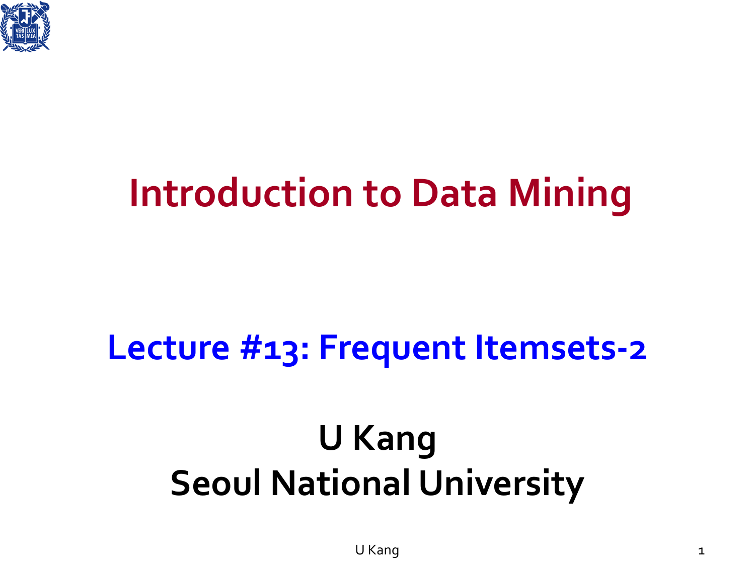# Introduction to Data Mining

## Lecture #13: Frequent Itemsets-2

**U Kang**
**Seoul National University**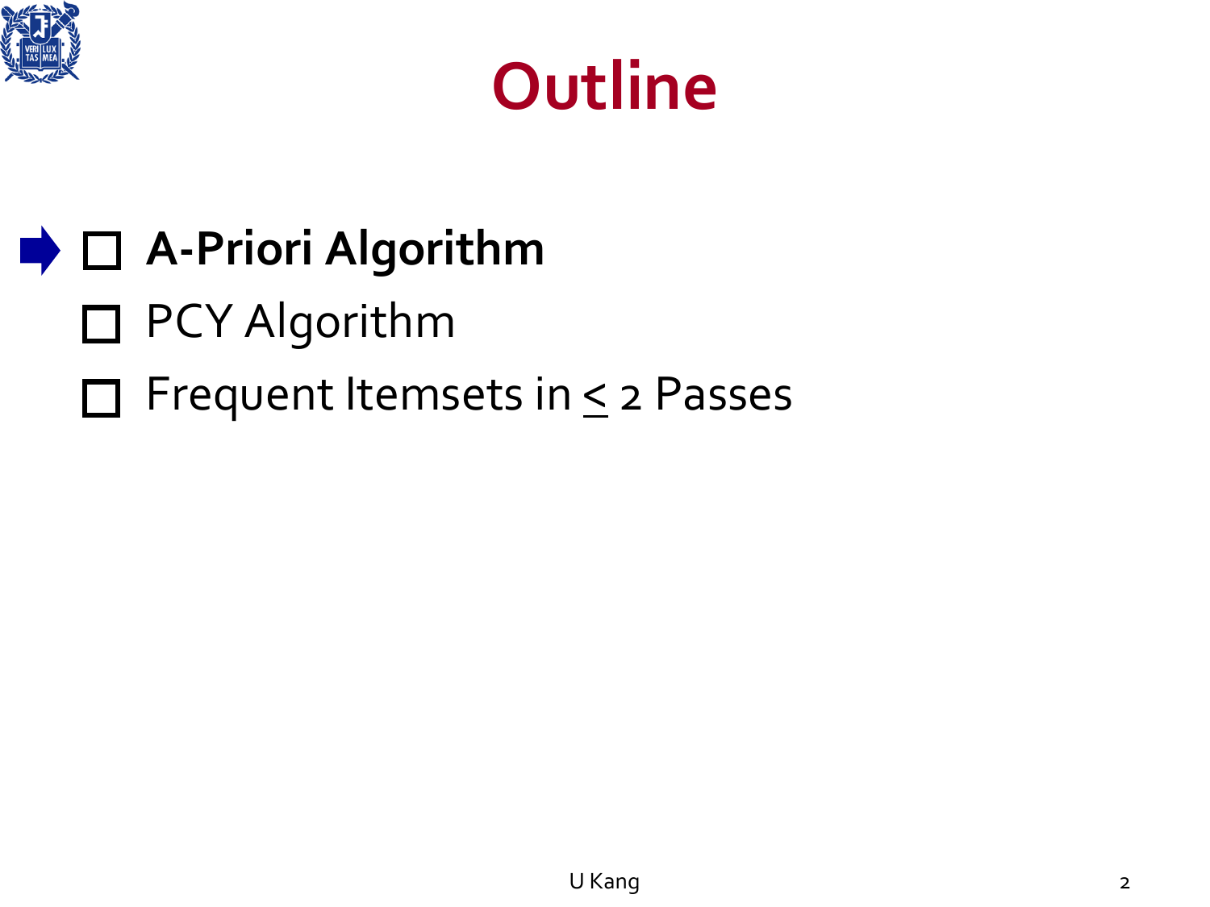# Outline

- **A-Priori Algorithm**
- PCY Algorithm
- Frequent Itemsets in $\leq$ 2 Passes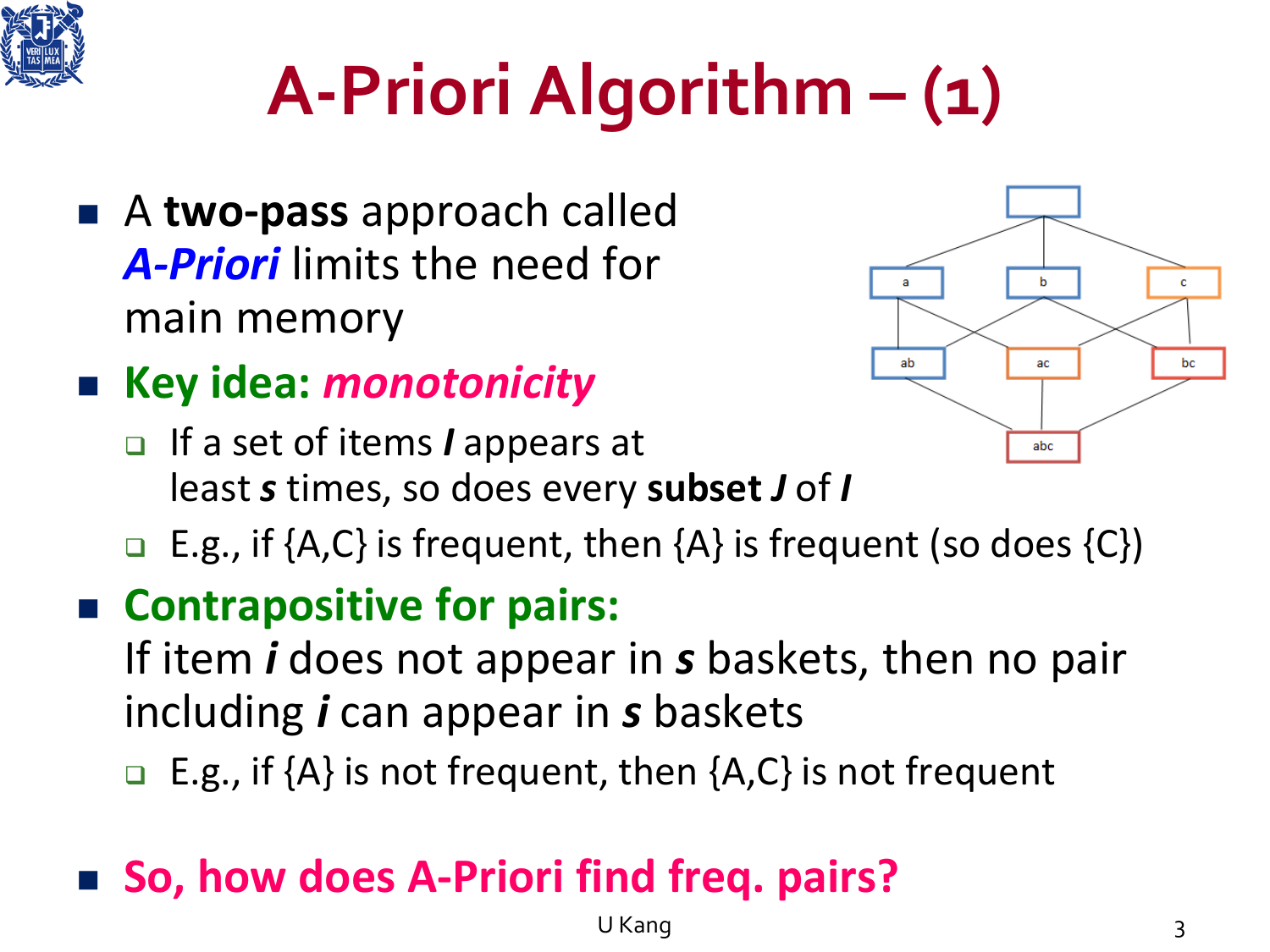# A-Priori Algorithm – (1)

- A **two-pass** approach called ***A-Priori*** limits the need for main memory
- **Key idea: *monotonicity***
  - If a set of items ***I*** appears at least ***s*** times, so does every **subset *J*** of ***I***
  - E.g., if {A,C} is frequent, then {A} is frequent (so does {C})
- **Contrapositive for pairs:**
  If item ***i*** does not appear in ***s*** baskets, then no pair including ***i*** can appear in ***s*** baskets
  - E.g., if {A} is not frequent, then {A,C} is not frequent
- **So, how does A-Priori find freq. pairs?**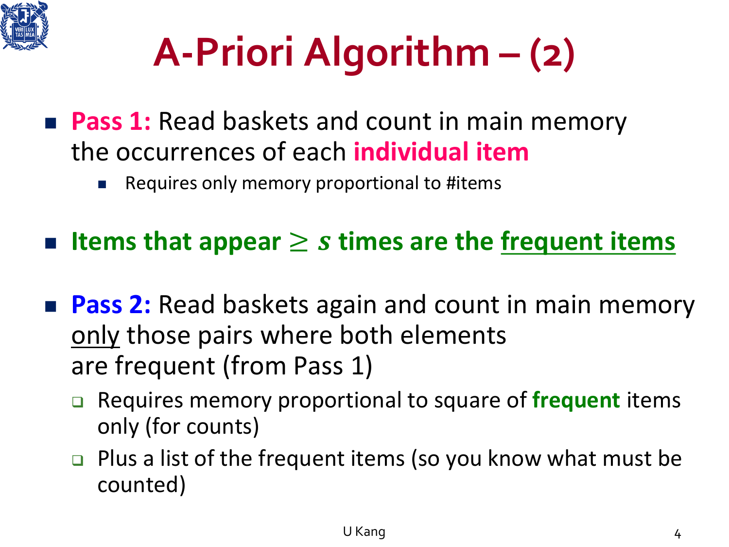# A-Priori Algorithm – (2)

- **Pass 1:** Read baskets and count in main memory the occurrences of each **individual item**
  - Requires only memory proportional to #items

- **Items that appear $\geq s$ times are the frequent items**

- **Pass 2:** Read baskets again and count in main memory only those pairs where both elements are frequent (from Pass 1)
  - Requires memory proportional to square of **frequent** items only (for counts)
  - Plus a list of the frequent items (so you know what must be counted)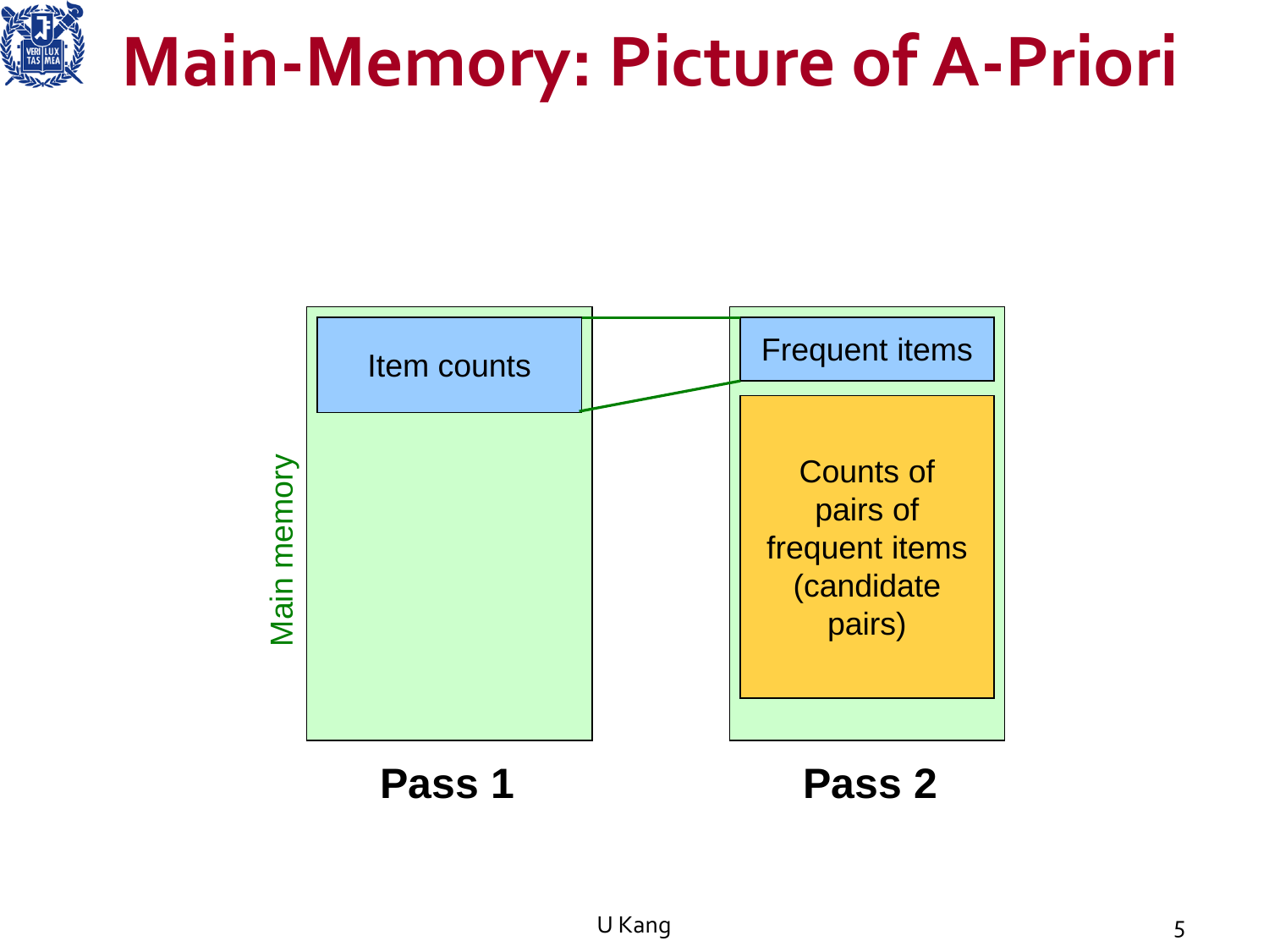# Main-Memory: Picture of A-Priori

Main memory

Item counts

Frequent items

Counts of pairs of frequent items (candidate pairs)

**Pass 1**

**Pass 2**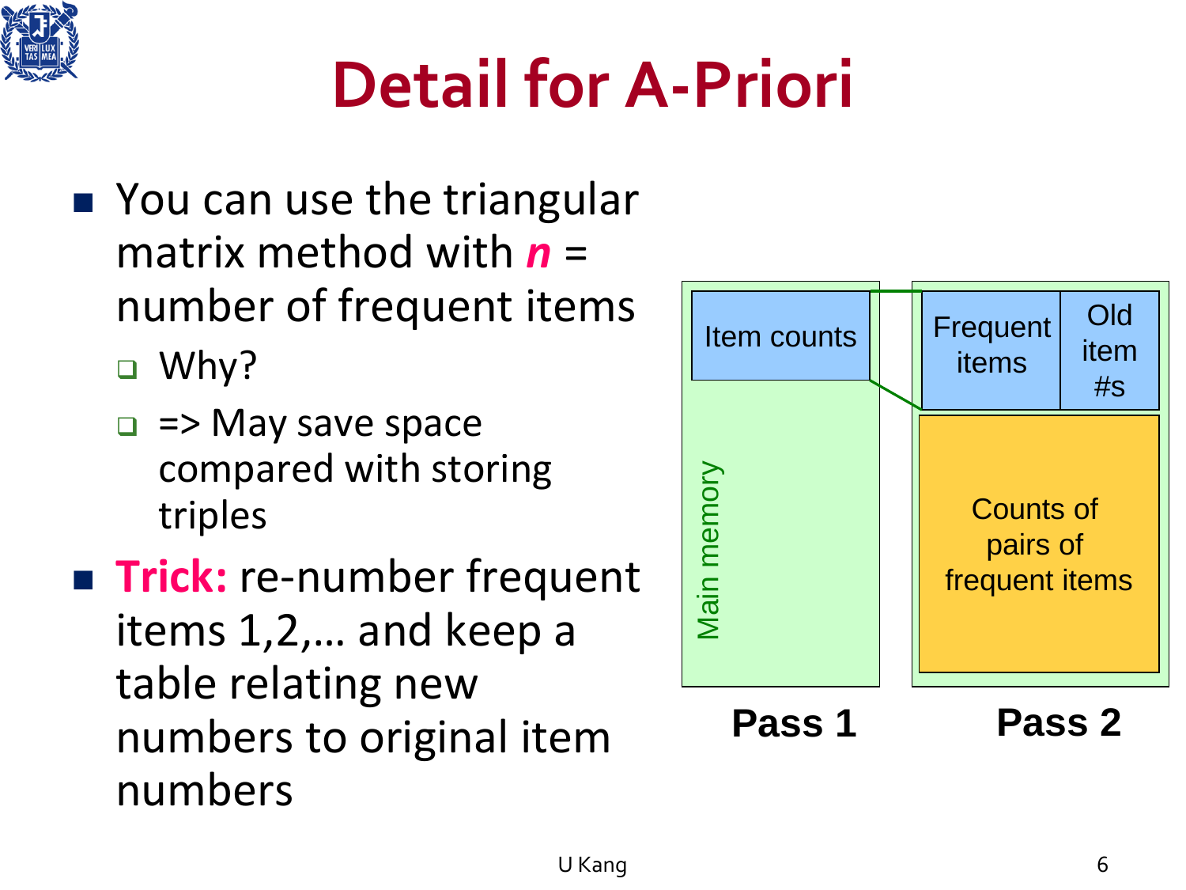# Detail for A-Priori

- You can use the triangular matrix method with ***n*** = number of frequent items
  - Why?
  - => May save space compared with storing triples
- **Trick:** re-number frequent items 1,2,… and keep a table relating new numbers to original item numbers

Item counts

Frequent items

Old item #s

Counts of pairs of frequent items

Main memory

**Pass 1**

**Pass 2**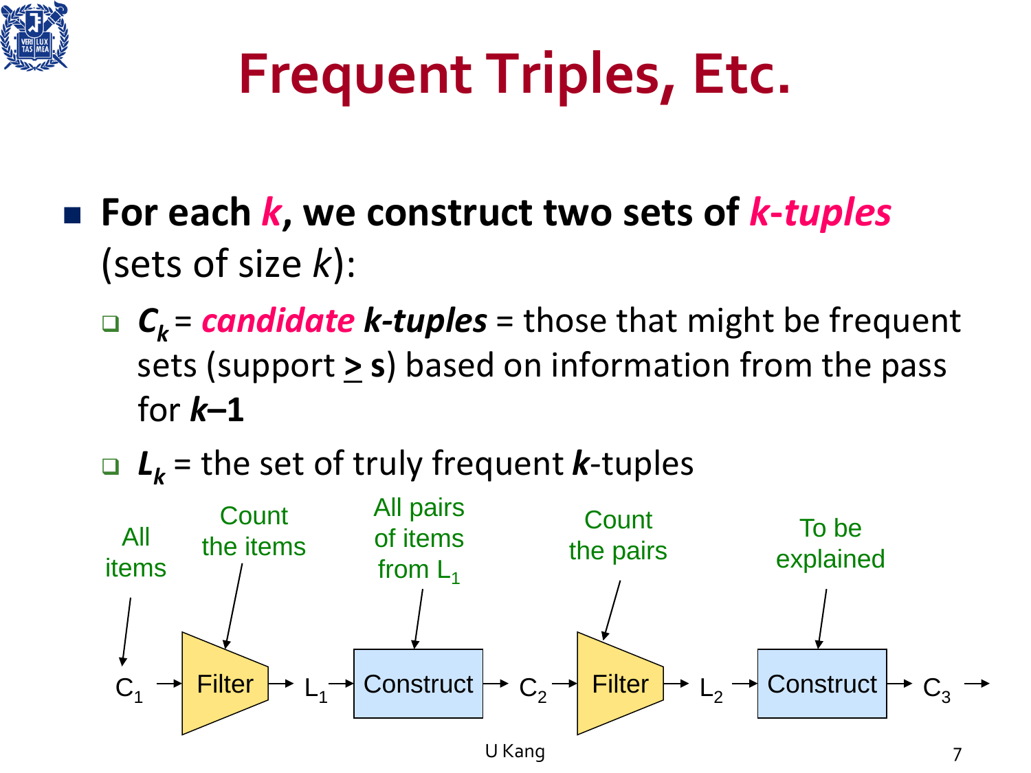# Frequent Triples, Etc.

- **For each $k$, we construct two sets of *k-tuples*** (sets of size $k$):
  - $C_k$ = ***candidate k-tuples*** = those that might be frequent sets (support $\geq$ **s**) based on information from the pass for $k$–1
  - $L_k$ = the set of truly frequent $k$-tuples

$C_1$ → Filter → $L_1$ → Construct → $C_2$ → Filter → $L_2$ → Construct → $C_3$ →

All items ($C_1$); Count the items (Filter); All pairs of items from $L_1$ (Construct); Count the pairs (Filter); To be explained (Construct)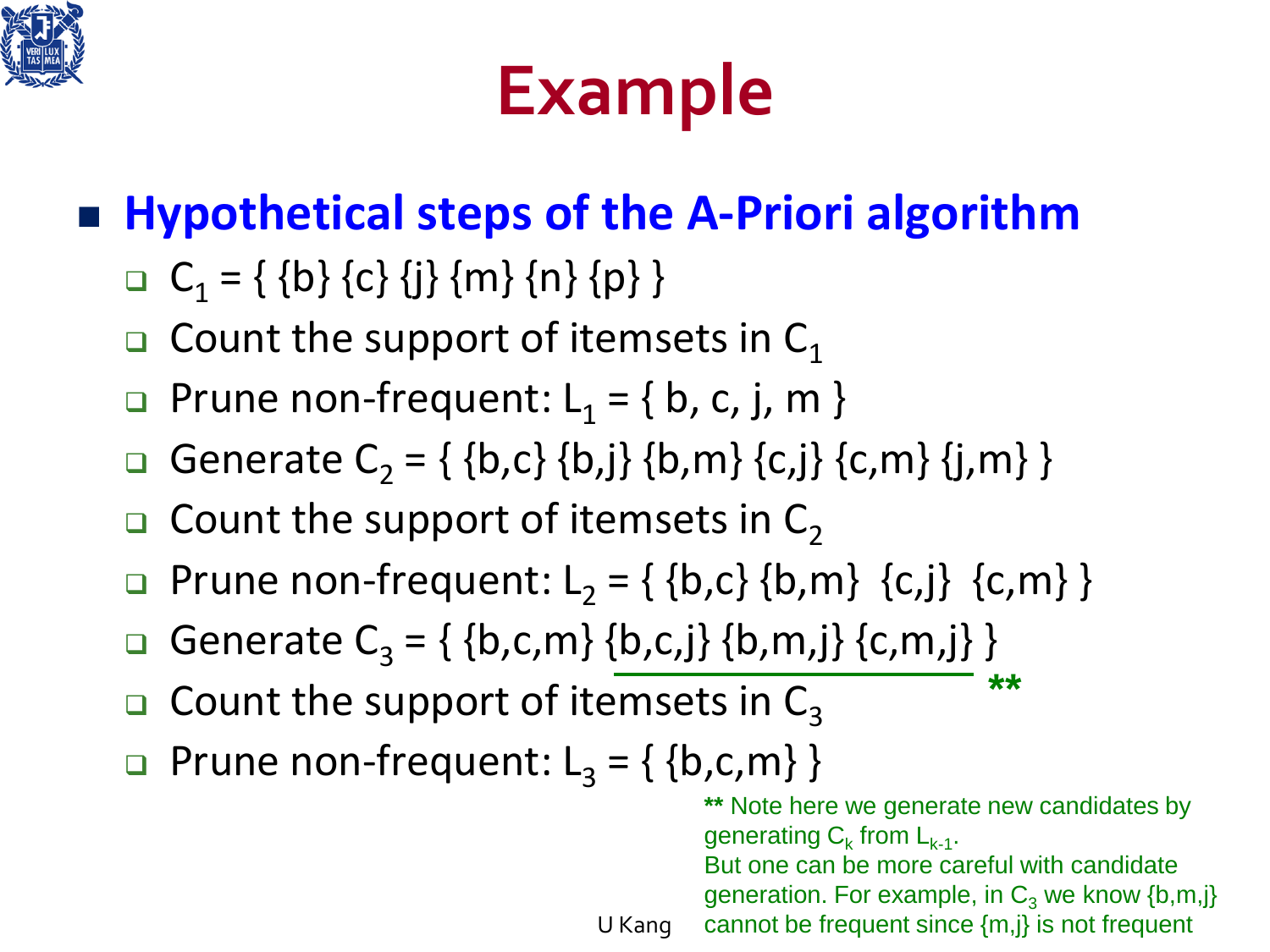# Example

- **Hypothetical steps of the A-Priori algorithm**
  - $C_1$ = { {b} {c} {j} {m} {n} {p} }
  - Count the support of itemsets in $C_1$
  - Prune non-frequent: $L_1$ = { b, c, j, m }
  - Generate $C_2$ = { {b,c} {b,j} {b,m} {c,j} {c,m} {j,m} }
  - Count the support of itemsets in $C_2$
  - Prune non-frequent: $L_2$ = { {b,c} {b,m} {c,j} {c,m} }
  - Generate $C_3$ = { {b,c,m} {b,c,j} {b,m,j} {c,m,j} } **
  - Count the support of itemsets in $C_3$
  - Prune non-frequent: $L_3$ = { {b,c,m} }

** Note here we generate new candidates by generating $C_k$ from $L_{k-1}$.
But one can be more careful with candidate generation. For example, in $C_3$ we know {b,m,j} cannot be frequent since {m,j} is not frequent

U Kang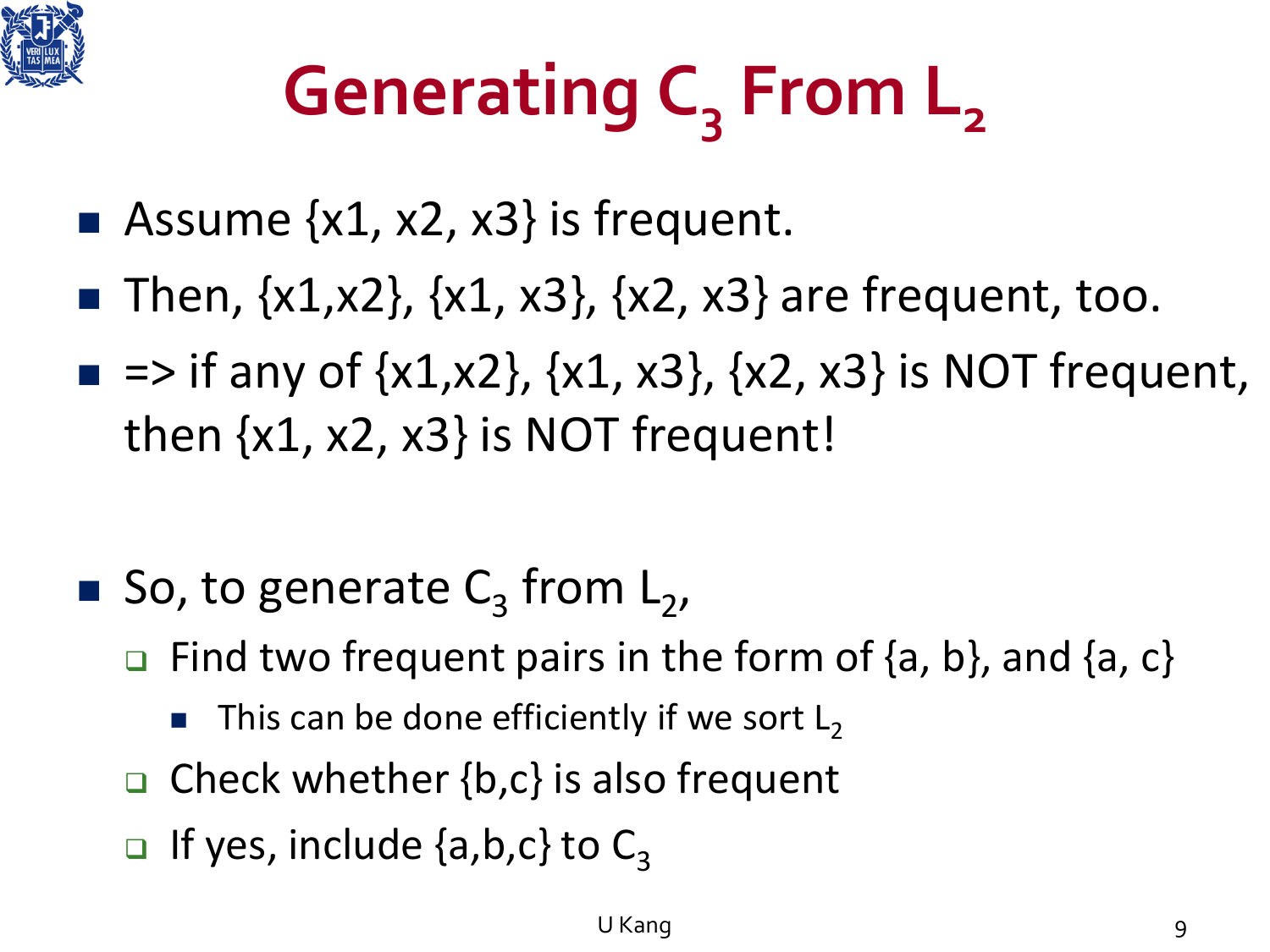# Generating $C_3$ From $L_2$

- Assume {x1, x2, x3} is frequent.
- Then, {x1,x2}, {x1, x3}, {x2, x3} are frequent, too.
- => if any of {x1,x2}, {x1, x3}, {x2, x3} is NOT frequent, then {x1, x2, x3} is NOT frequent!

- So, to generate $C_3$ from $L_2$,
  - Find two frequent pairs in the form of {a, b}, and {a, c}
    - This can be done efficiently if we sort $L_2$
  - Check whether {b,c} is also frequent
  - If yes, include {a,b,c} to $C_3$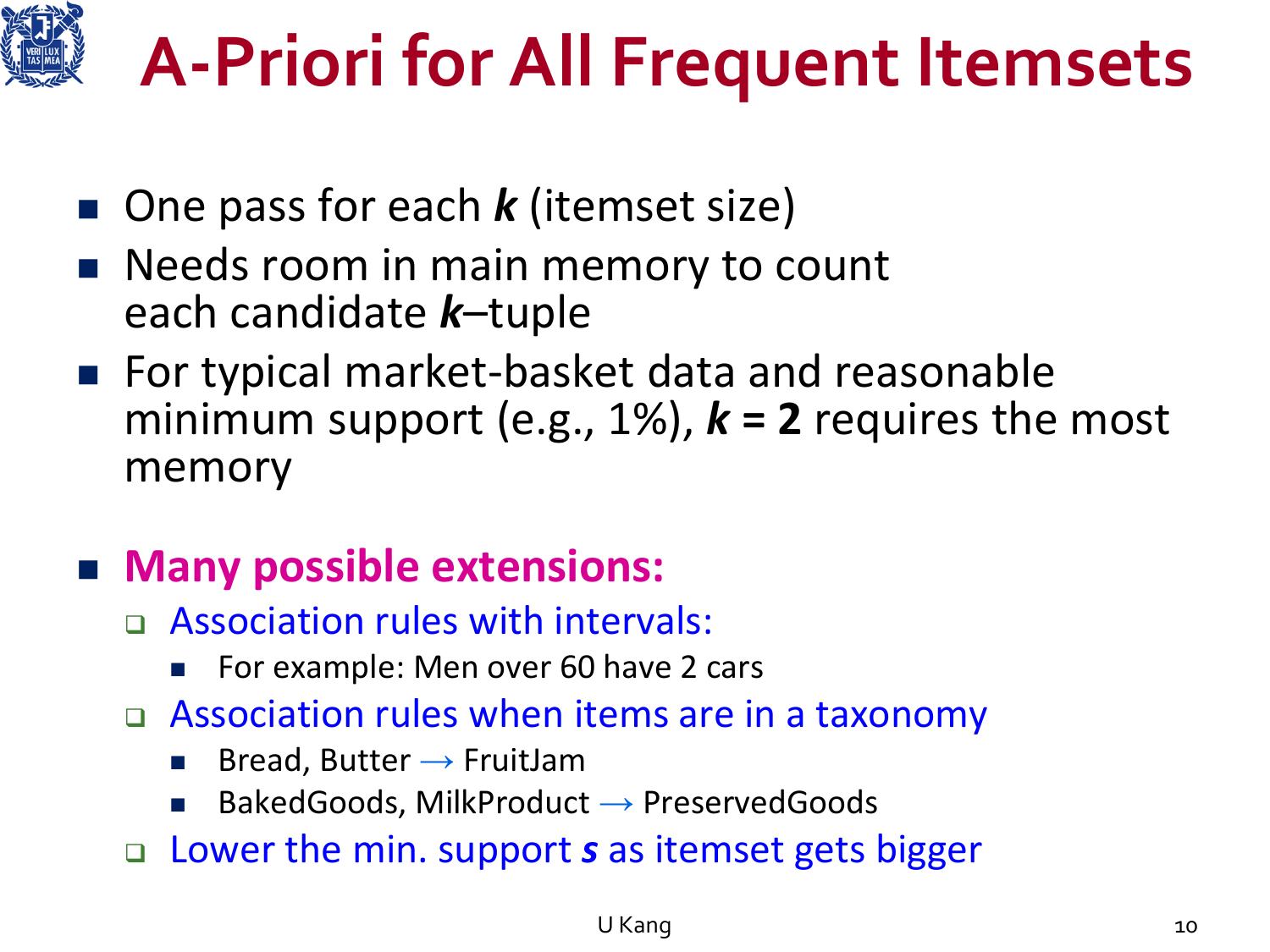# A-Priori for All Frequent Itemsets

- One pass for each ***k*** (itemset size)
- Needs room in main memory to count each candidate ***k***–tuple
- For typical market-basket data and reasonable minimum support (e.g., 1%), ***k* = 2** requires the most memory

- **Many possible extensions:**
  - Association rules with intervals:
    - For example: Men over 60 have 2 cars
  - Association rules when items are in a taxonomy
    - Bread, Butter → FruitJam
    - BakedGoods, MilkProduct → PreservedGoods
  - Lower the min. support ***s*** as itemset gets bigger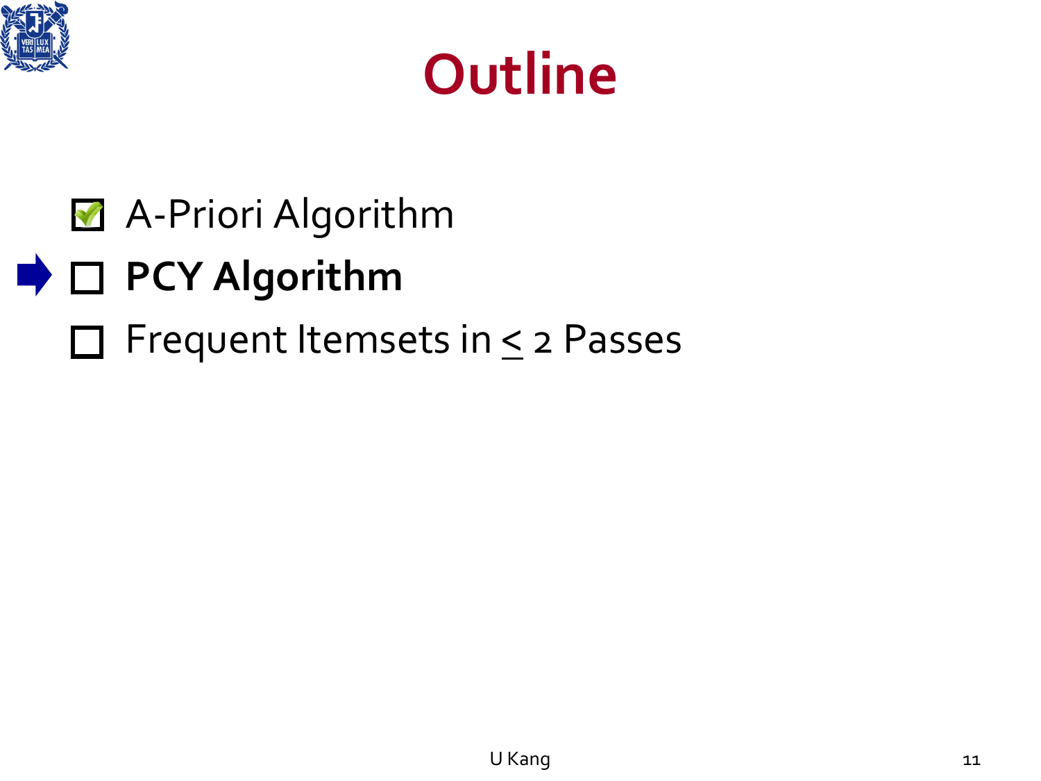# Outline

- [x] A-Priori Algorithm
- [ ] **PCY Algorithm**
- [ ] Frequent Itemsets in $\leq$ 2 Passes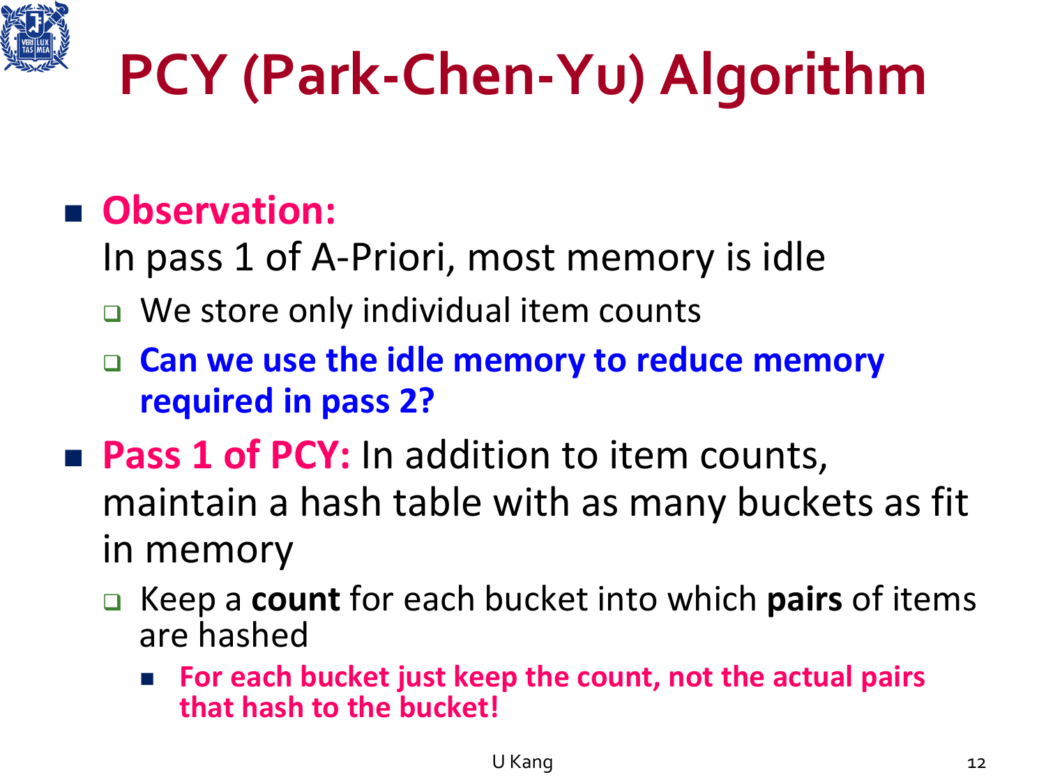# PCY (Park-Chen-Yu) Algorithm

- **Observation:**
  In pass 1 of A-Priori, most memory is idle
  - We store only individual item counts
  - **Can we use the idle memory to reduce memory required in pass 2?**
- **Pass 1 of PCY:** In addition to item counts, maintain a hash table with as many buckets as fit in memory
  - Keep a **count** for each bucket into which **pairs** of items are hashed
    - **For each bucket just keep the count, not the actual pairs that hash to the bucket!**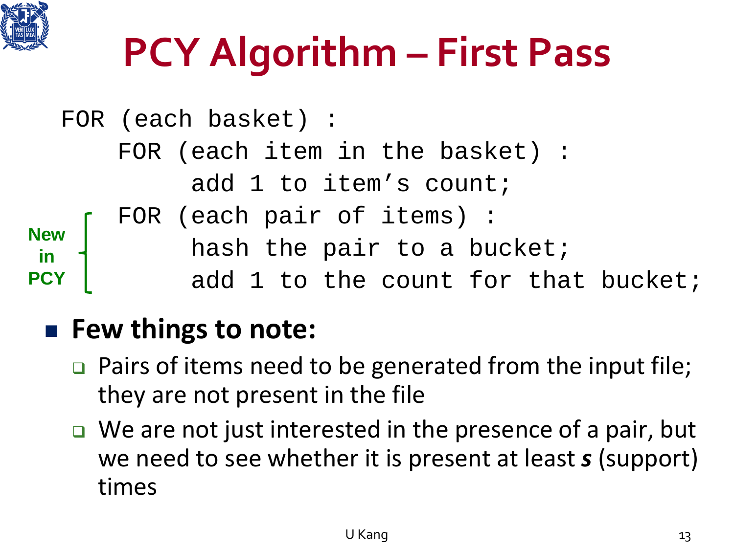# PCY Algorithm – First Pass

```
FOR (each basket) :
    FOR (each item in the basket) :
         add 1 to item's count;
    FOR (each pair of items) :          ← New in PCY
         hash the pair to a bucket;     ← New in PCY
         add 1 to the count for that bucket;   ← New in PCY
```

- **Few things to note:**
  - Pairs of items need to be generated from the input file; they are not present in the file
  - We are not just interested in the presence of a pair, but we need to see whether it is present at least ***s*** (support) times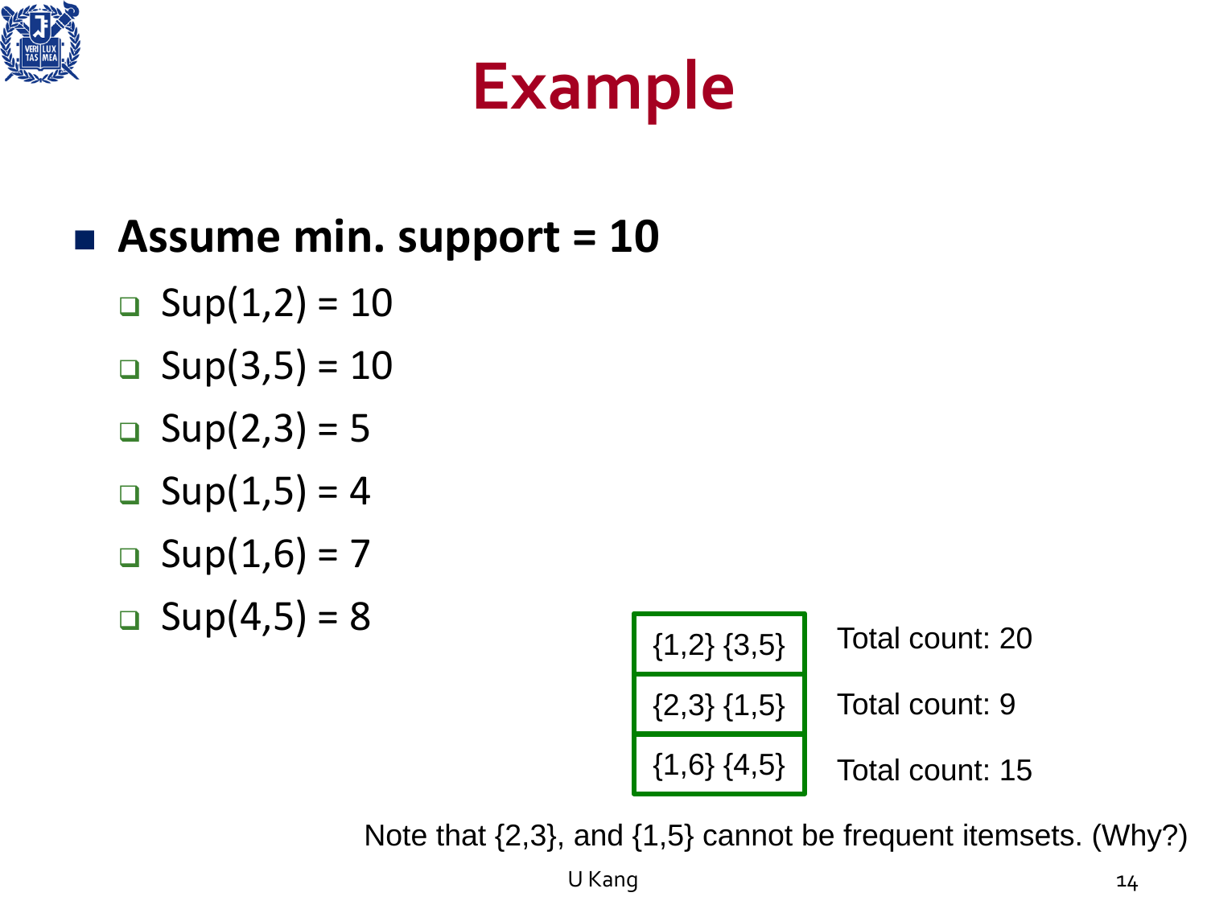# Example

- **Assume min. support = 10**
  - Sup(1,2) = 10
  - Sup(3,5) = 10
  - Sup(2,3) = 5
  - Sup(1,5) = 4
  - Sup(1,6) = 7
  - Sup(4,5) = 8

| Bucket | Total count |
|---|---|
| {1,2} {3,5} | Total count: 20 |
| {2,3} {1,5} | Total count: 9 |
| {1,6} {4,5} | Total count: 15 |

Note that {2,3}, and {1,5} cannot be frequent itemsets. (Why?)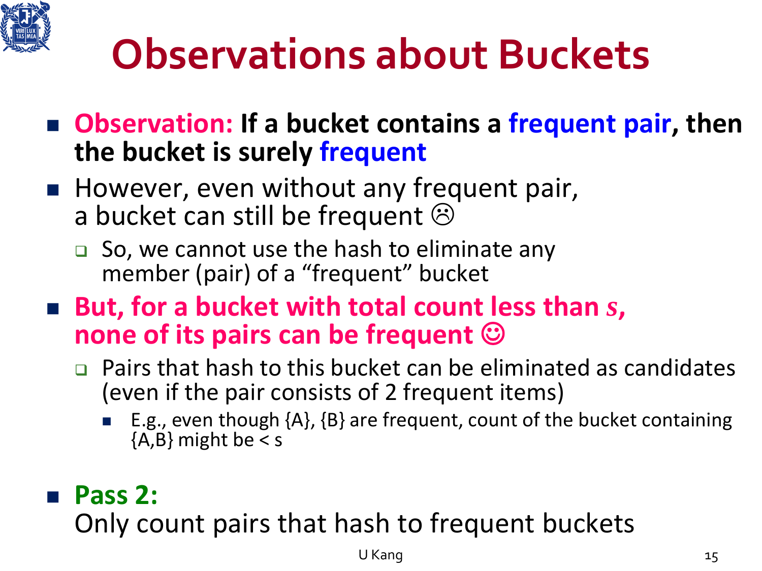# Observations about Buckets

- **Observation: If a bucket contains a frequent pair, then the bucket is surely frequent**
- However, even without any frequent pair, a bucket can still be frequent ☹
  - So, we cannot use the hash to eliminate any member (pair) of a “frequent” bucket
- **But, for a bucket with total count less than *s*, none of its pairs can be frequent ☺**
  - Pairs that hash to this bucket can be eliminated as candidates (even if the pair consists of 2 frequent items)
    - E.g., even though {A}, {B} are frequent, count of the bucket containing {A,B} might be < s

- **Pass 2:**
  Only count pairs that hash to frequent buckets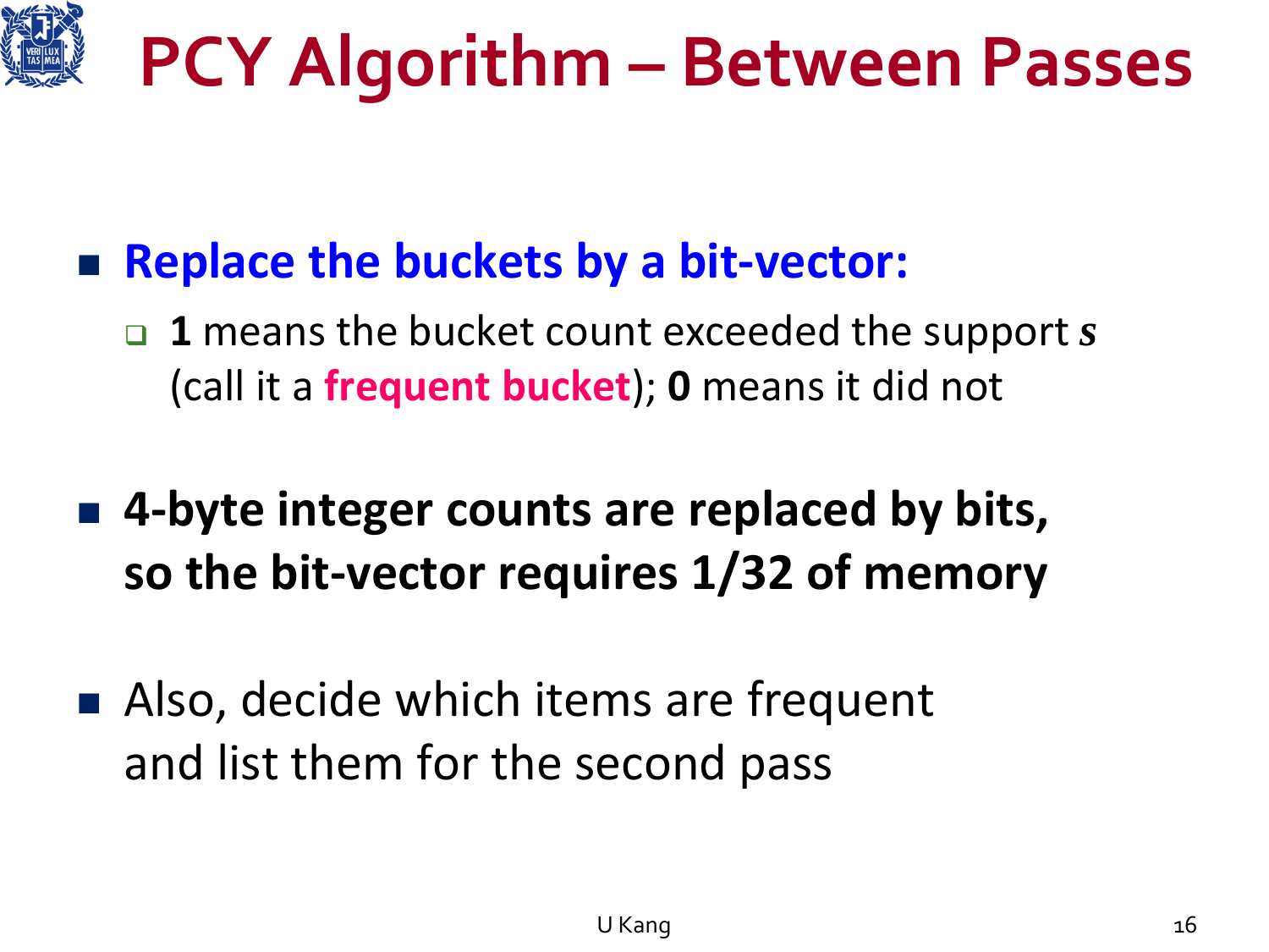# PCY Algorithm – Between Passes

- **Replace the buckets by a bit-vector:**
  - **1** means the bucket count exceeded the support $s$ (call it a **frequent bucket**); **0** means it did not

- **4-byte integer counts are replaced by bits, so the bit-vector requires 1/32 of memory**

- Also, decide which items are frequent and list them for the second pass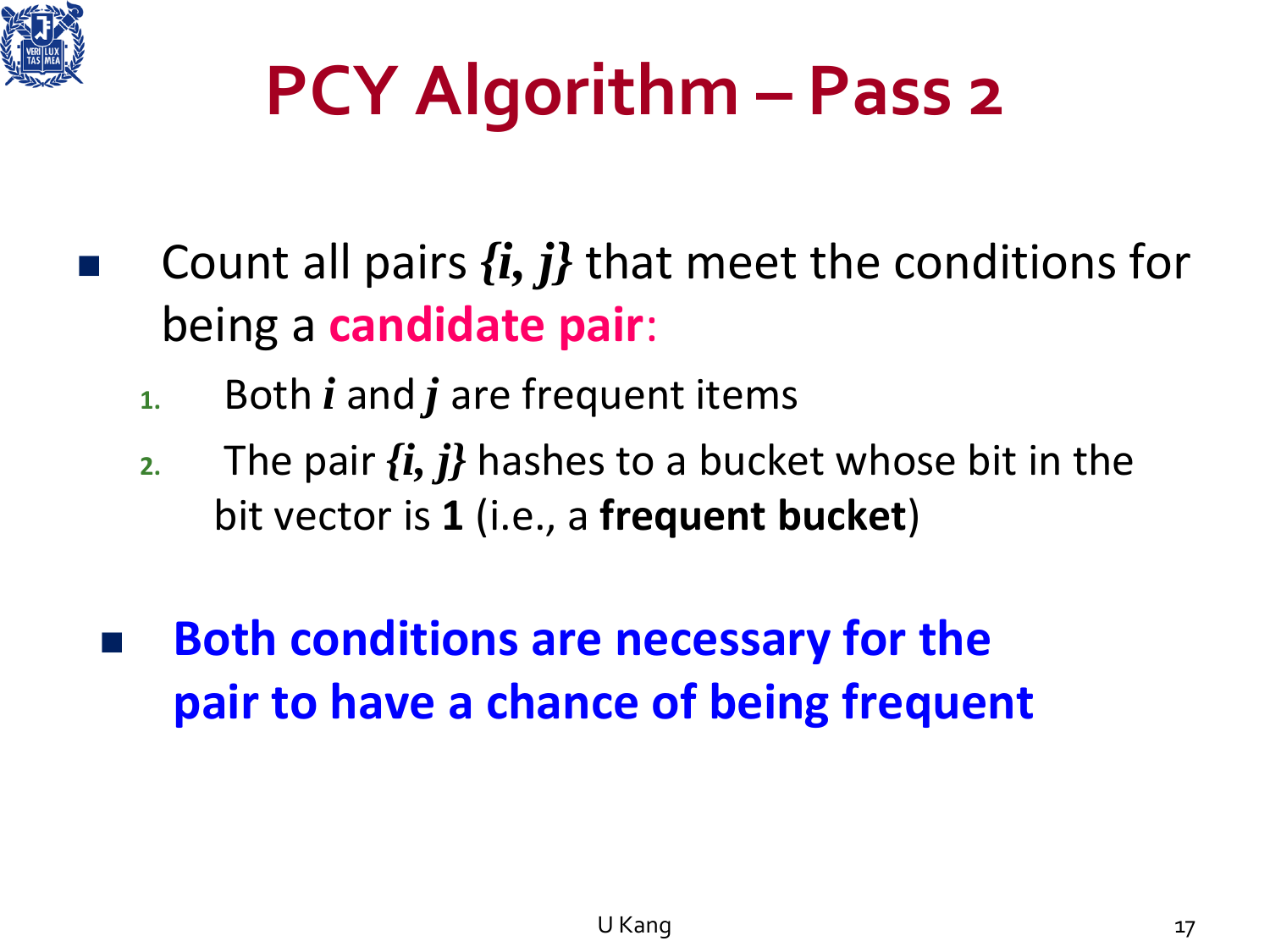# PCY Algorithm – Pass 2

- Count all pairs $\{i, j\}$ that meet the conditions for being a **candidate pair**:
  1. Both $i$ and $j$ are frequent items
  2. The pair $\{i, j\}$ hashes to a bucket whose bit in the bit vector is **1** (i.e., a **frequent bucket**)

- **Both conditions are necessary for the pair to have a chance of being frequent**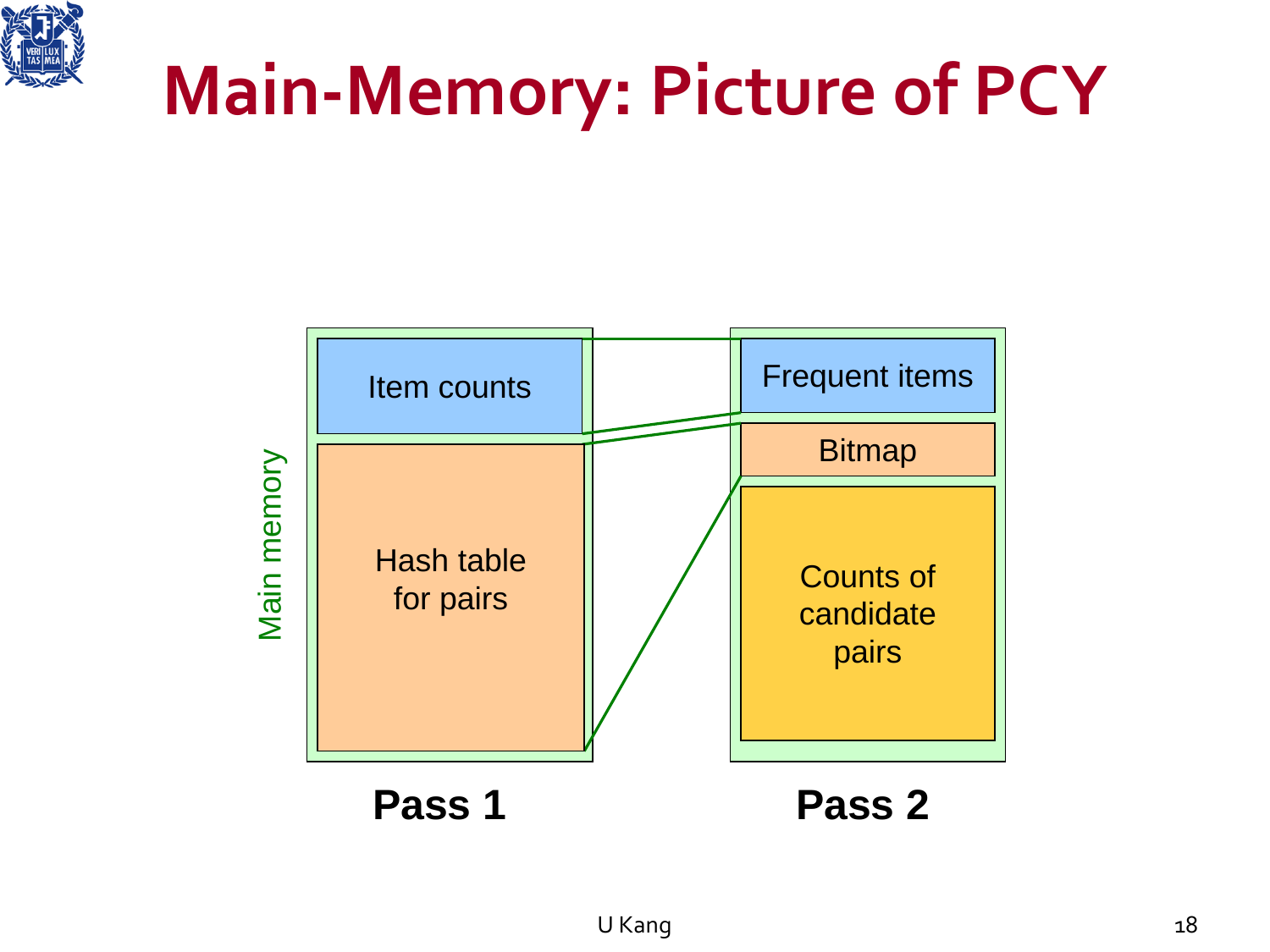# Main-Memory: Picture of PCY

Main memory

| Pass 1 | Pass 2 |
| --- | --- |
| Item counts | Frequent items |
| Hash table for pairs | Bitmap |
| | Counts of candidate pairs |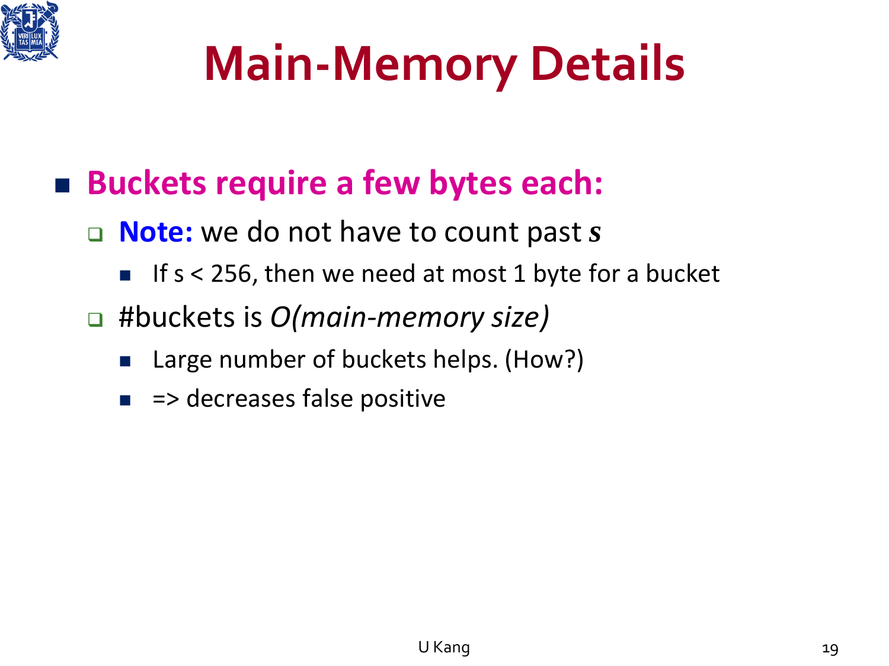# Main-Memory Details

- **Buckets require a few bytes each:**
  - **Note:** we do not have to count past ***s***
    - If s < 256, then we need at most 1 byte for a bucket
  - #buckets is *O(main-memory size)*
    - Large number of buckets helps. (How?)
    - => decreases false positive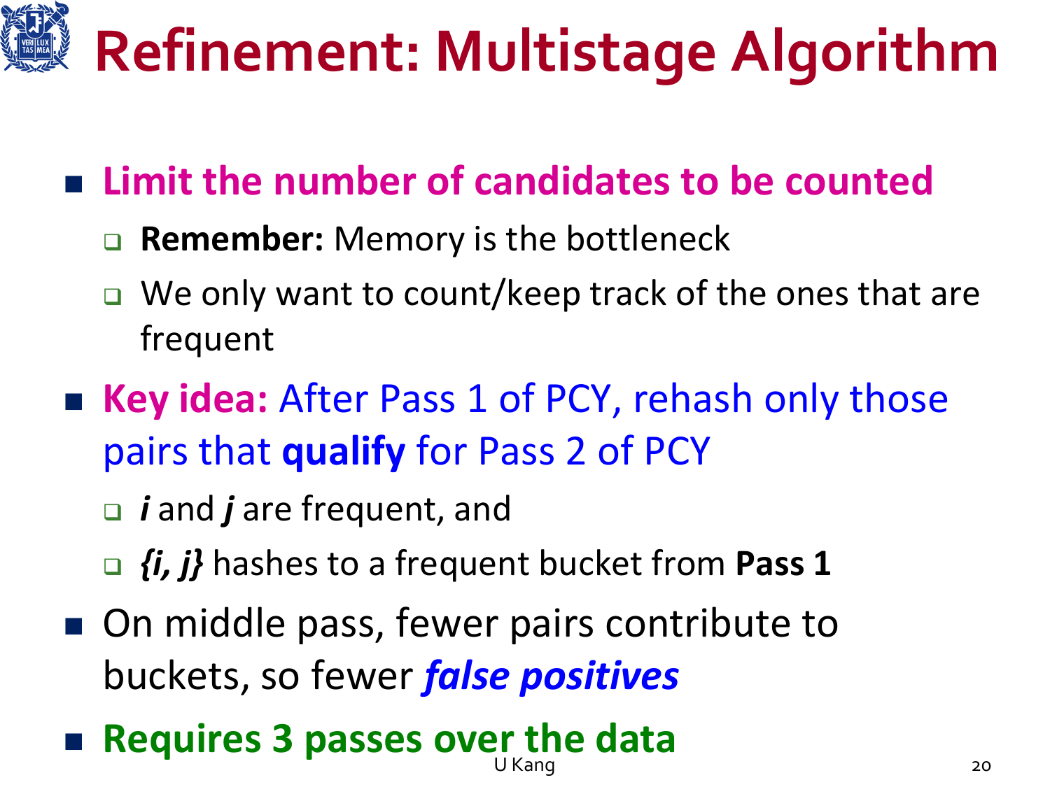# Refinement: Multistage Algorithm

- **Limit the number of candidates to be counted**
  - **Remember:** Memory is the bottleneck
  - We only want to count/keep track of the ones that are frequent
- **Key idea:** After Pass 1 of PCY, rehash only those pairs that **qualify** for Pass 2 of PCY
  - ***i*** and ***j*** are frequent, and
  - ***{i, j}*** hashes to a frequent bucket from **Pass 1**
- On middle pass, fewer pairs contribute to buckets, so fewer ***false positives***
- **Requires 3 passes over the data**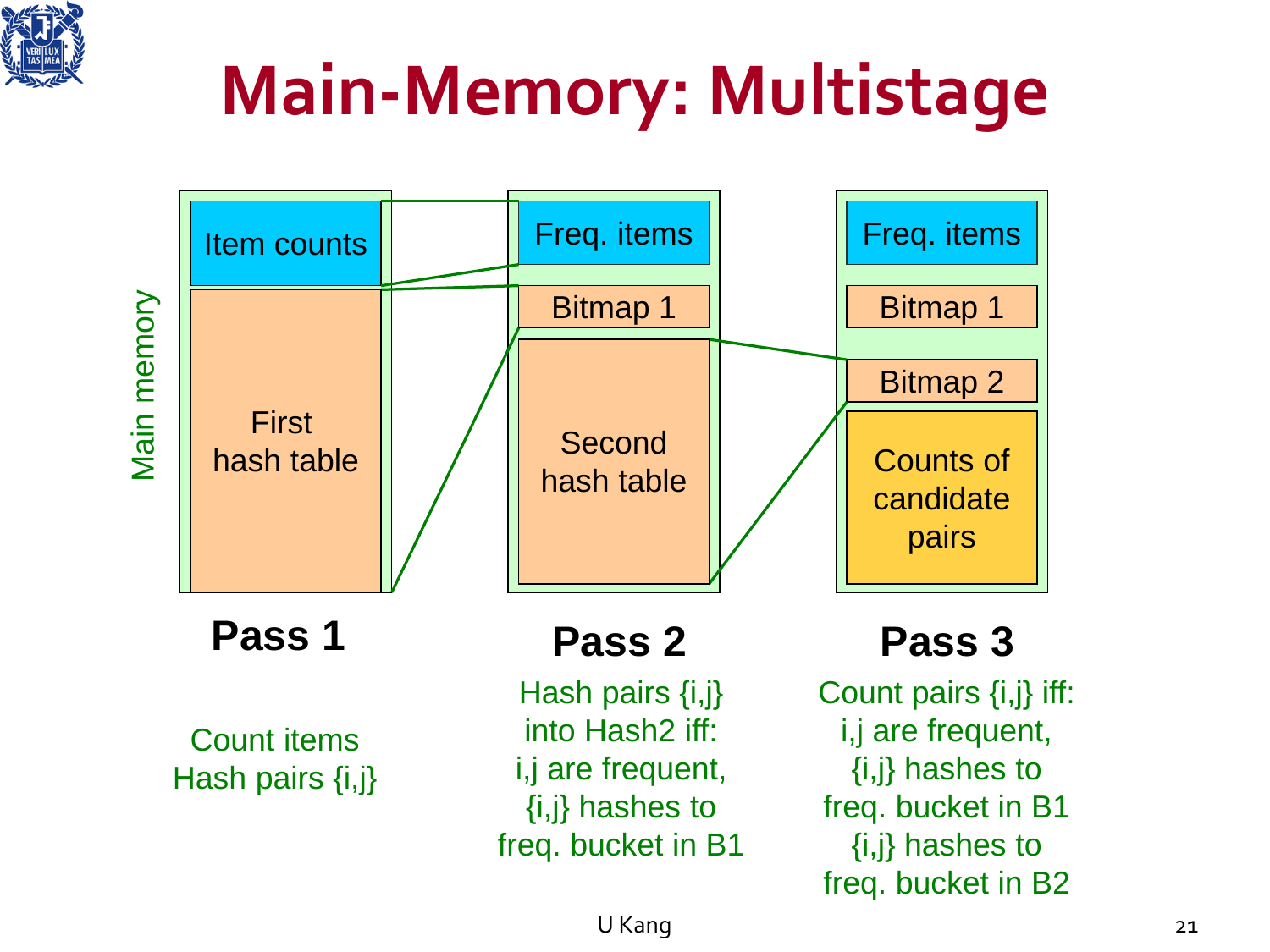# Main-Memory: Multistage

Main memory

| Pass 1 | Pass 2 | Pass 3 |
|---|---|---|
| Item counts | Freq. items | Freq. items |
| | Bitmap 1 | Bitmap 1 |
| | | Bitmap 2 |
| First hash table | Second hash table | Counts of candidate pairs |

**Pass 1**

Count items
Hash pairs {i,j}

**Pass 2**

Hash pairs {i,j} into Hash2 iff:
i,j are frequent,
{i,j} hashes to freq. bucket in B1

**Pass 3**

Count pairs {i,j} iff:
i,j are frequent,
{i,j} hashes to freq. bucket in B1
{i,j} hashes to freq. bucket in B2

U Kang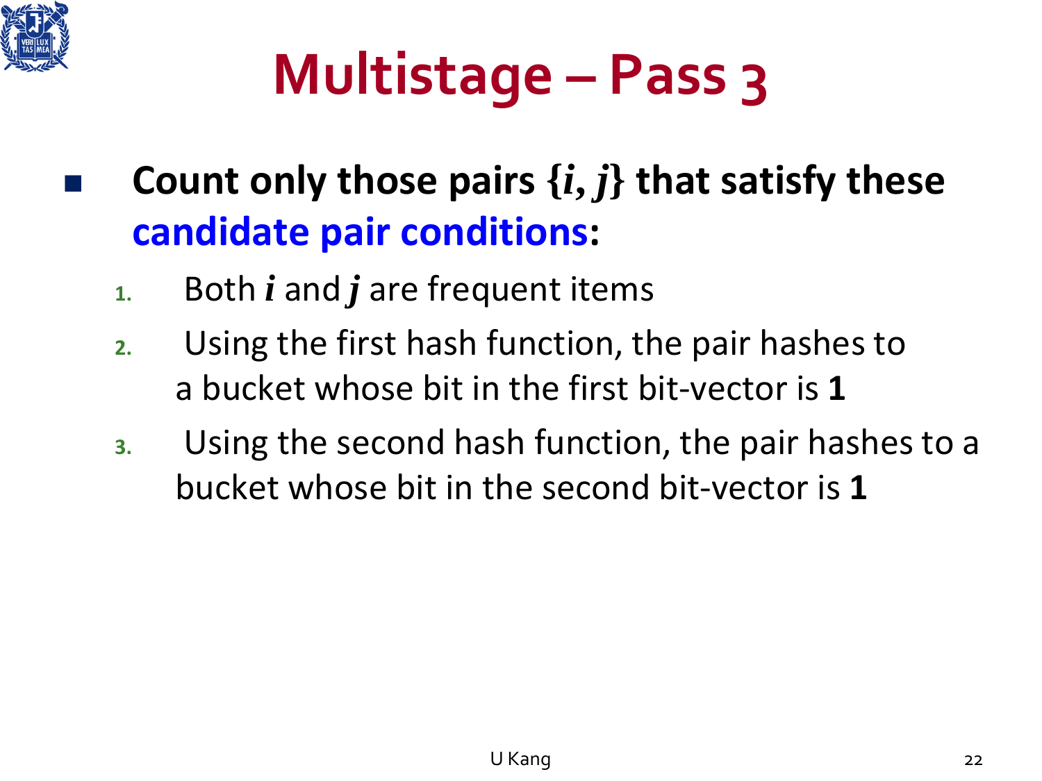# Multistage – Pass 3

- **Count only those pairs $\{i, j\}$ that satisfy these candidate pair conditions:**
  1. Both $i$ and $j$ are frequent items
  2. Using the first hash function, the pair hashes to a bucket whose bit in the first bit-vector is **1**
  3. Using the second hash function, the pair hashes to a bucket whose bit in the second bit-vector is **1**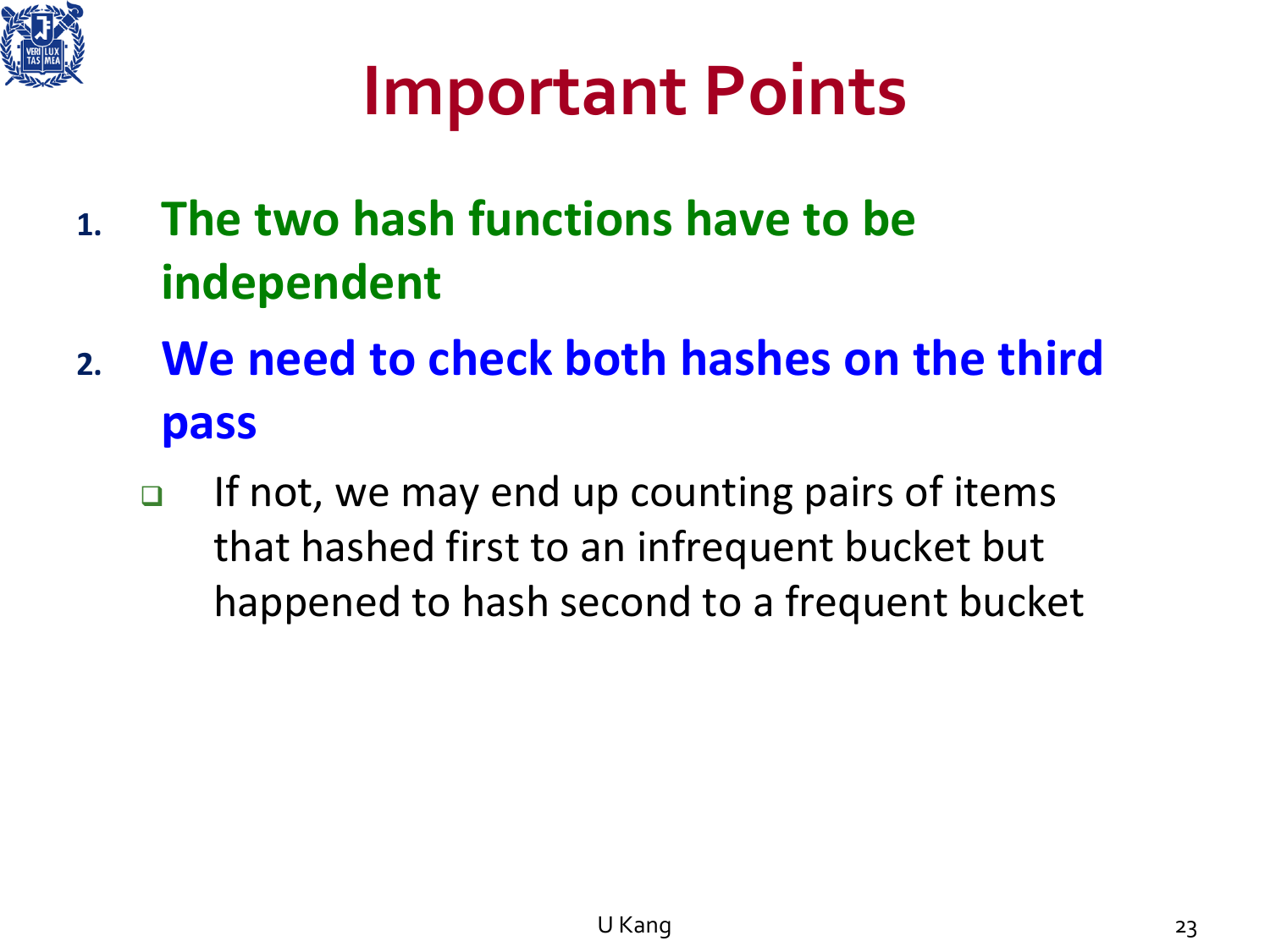# Important Points

1. **The two hash functions have to be independent**
2. **We need to check both hashes on the third pass**
   - If not, we may end up counting pairs of items that hashed first to an infrequent bucket but happened to hash second to a frequent bucket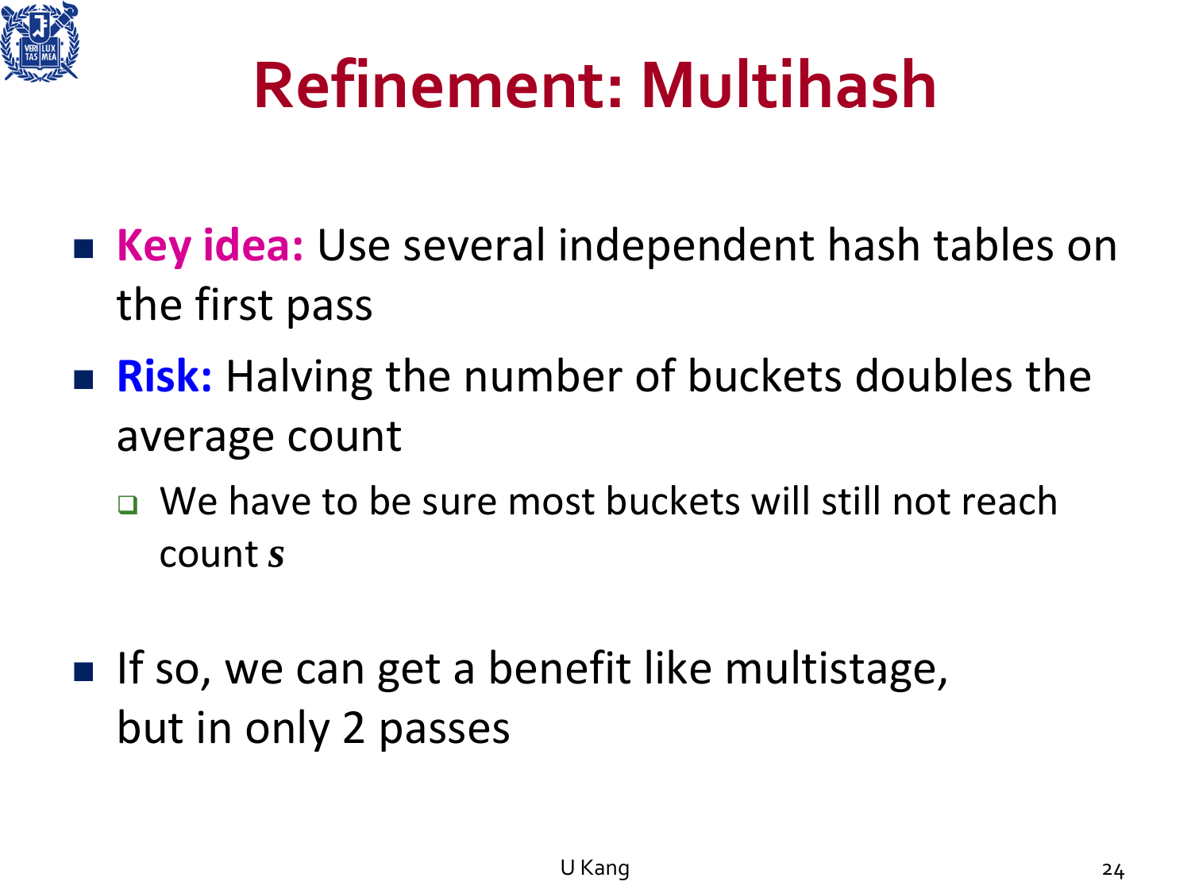# Refinement: Multihash

- **Key idea:** Use several independent hash tables on the first pass
- **Risk:** Halving the number of buckets doubles the average count
  - We have to be sure most buckets will still not reach count $s$

- If so, we can get a benefit like multistage, but in only 2 passes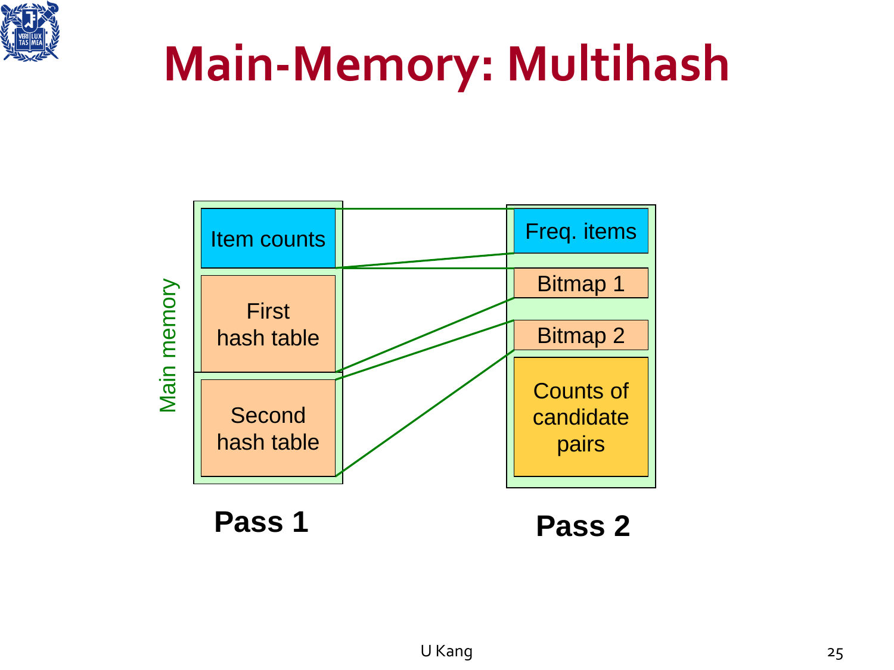# Main-Memory: Multihash

Main memory

| Pass 1 | Pass 2 |
| --- | --- |
| Item counts | Freq. items |
| First hash table | Bitmap 1 |
| Second hash table | Bitmap 2 |
| | Counts of candidate pairs |

**Pass 1** **Pass 2**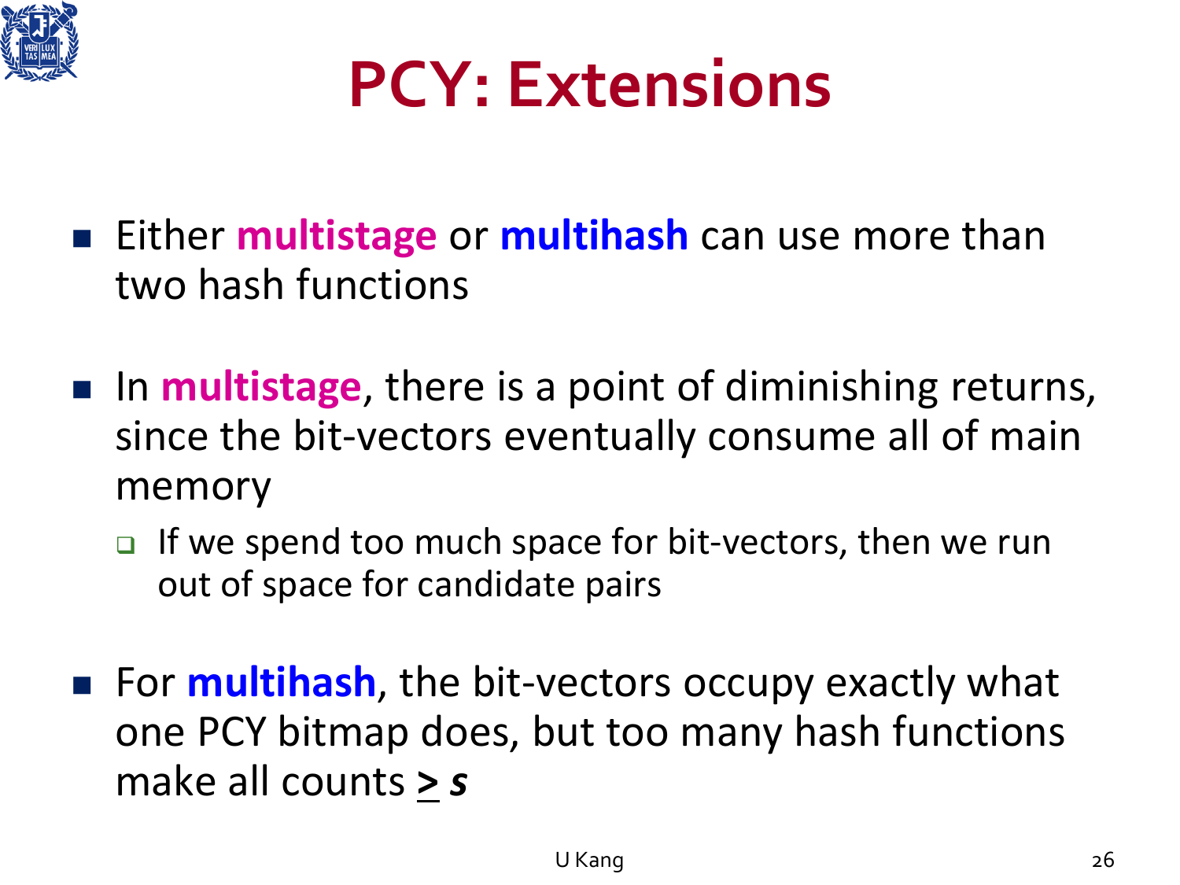# PCY: Extensions

- Either **multistage** or **multihash** can use more than two hash functions
- In **multistage**, there is a point of diminishing returns, since the bit-vectors eventually consume all of main memory
  - If we spend too much space for bit-vectors, then we run out of space for candidate pairs
- For **multihash**, the bit-vectors occupy exactly what one PCY bitmap does, but too many hash functions make all counts $\geq s$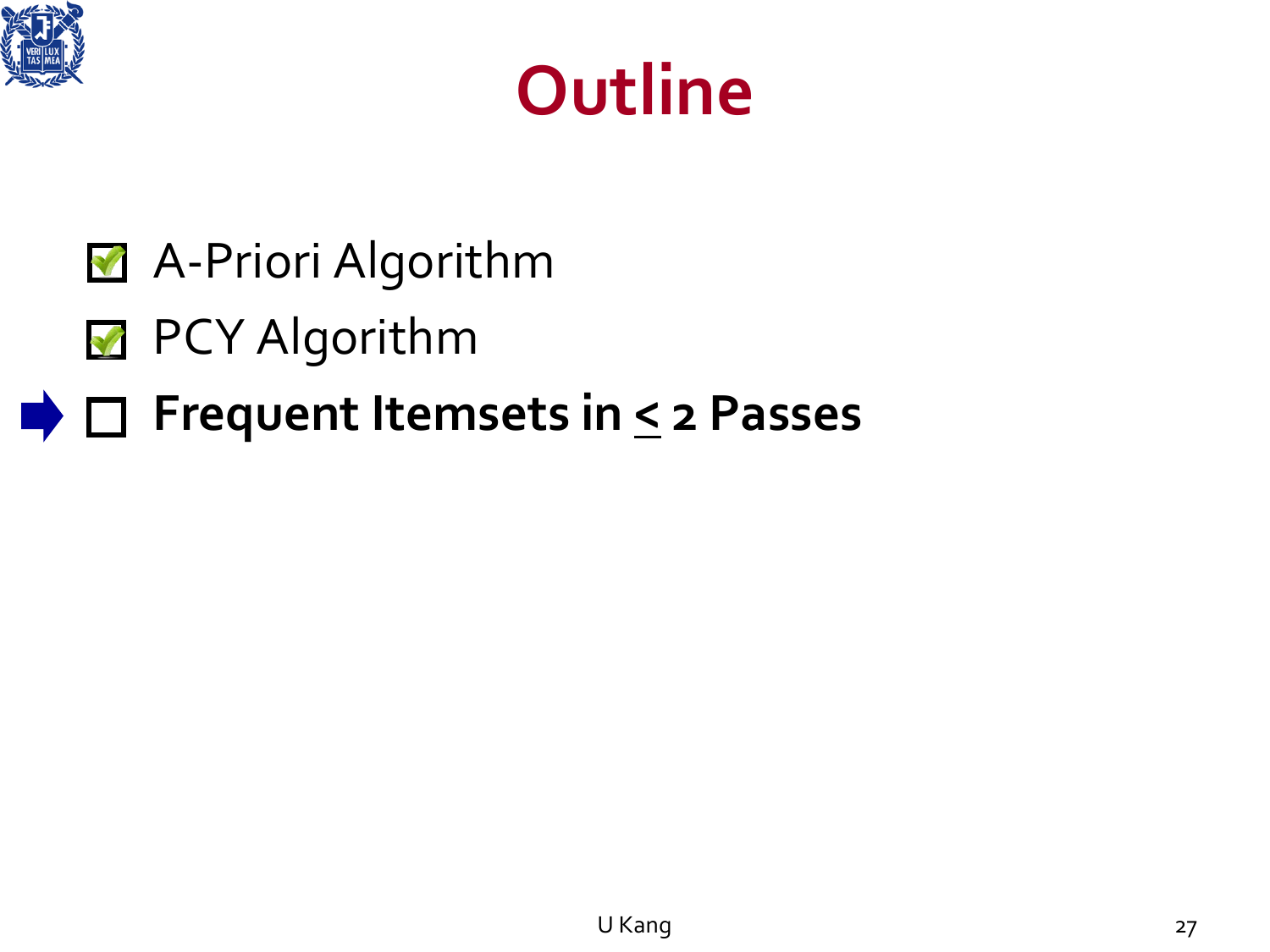# Outline

- [x] A-Priori Algorithm
- [x] PCY Algorithm
- [ ] **Frequent Itemsets in ≤ 2 Passes**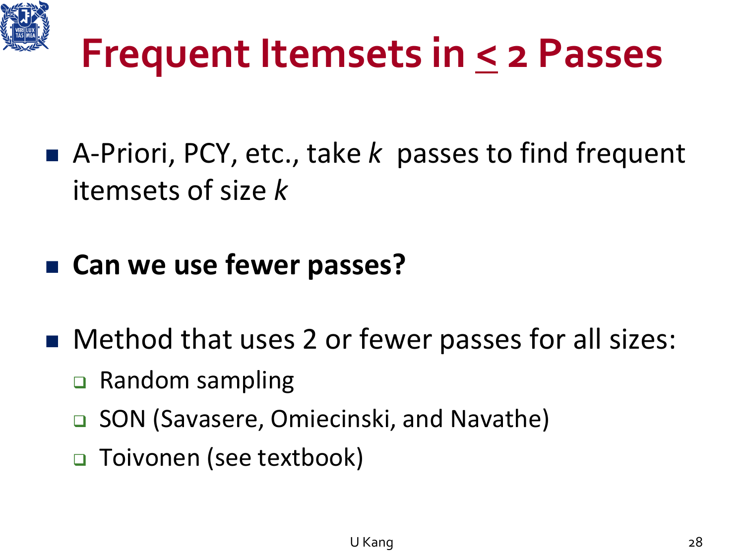# Frequent Itemsets in $\leq$ 2 Passes

- A-Priori, PCY, etc., take *k* passes to find frequent itemsets of size *k*

- **Can we use fewer passes?**

- Method that uses 2 or fewer passes for all sizes:
  - Random sampling
  - SON (Savasere, Omiecinski, and Navathe)
  - Toivonen (see textbook)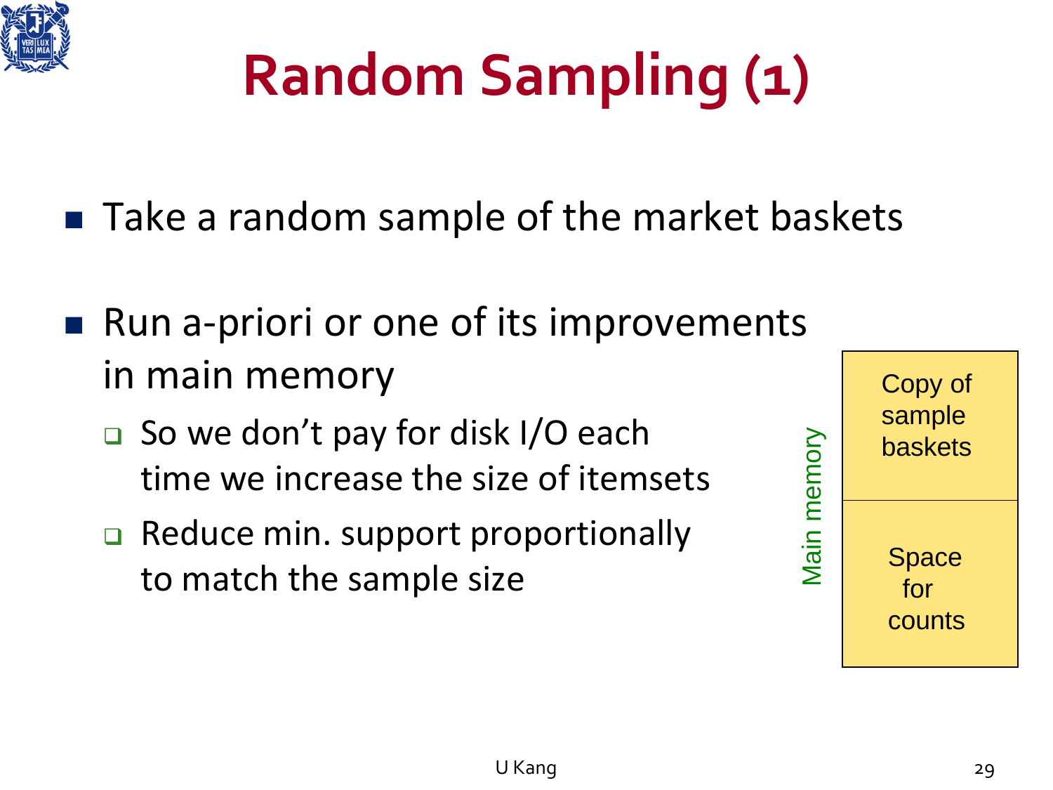# Random Sampling (1)

- Take a random sample of the market baskets
- Run a-priori or one of its improvements in main memory
  - So we don't pay for disk I/O each time we increase the size of itemsets
  - Reduce min. support proportionally to match the sample size

Main memory

| Copy of sample baskets |
|---|
| Space for counts |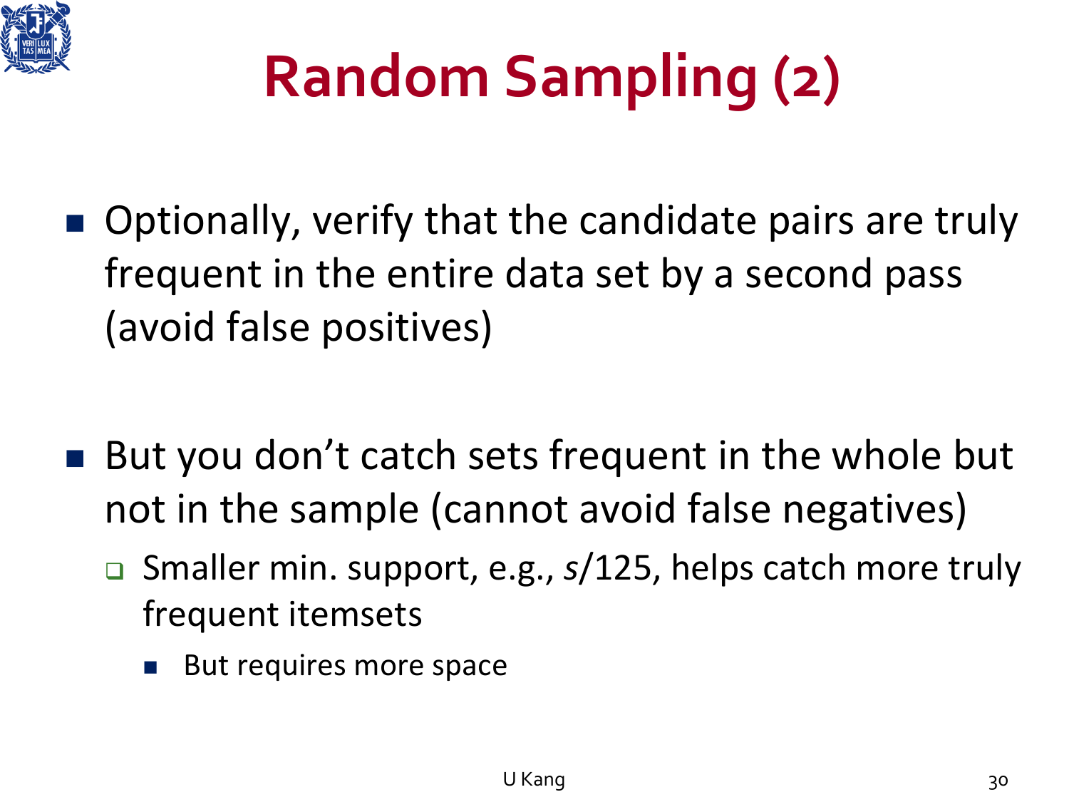# Random Sampling (2)

- Optionally, verify that the candidate pairs are truly frequent in the entire data set by a second pass (avoid false positives)

- But you don't catch sets frequent in the whole but not in the sample (cannot avoid false negatives)
  - Smaller min. support, e.g., $s/125$, helps catch more truly frequent itemsets
    - But requires more space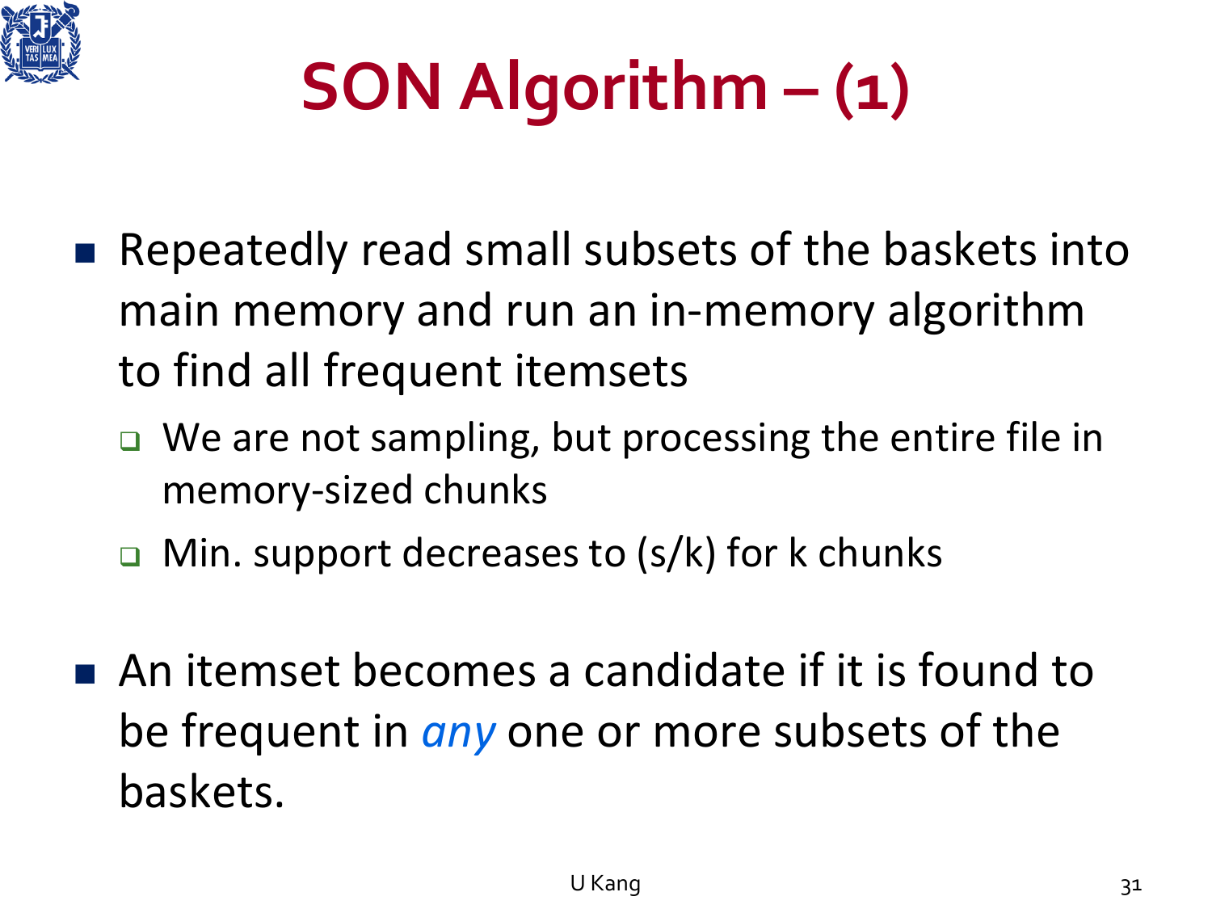# SON Algorithm – (1)

- Repeatedly read small subsets of the baskets into main memory and run an in-memory algorithm to find all frequent itemsets
  - We are not sampling, but processing the entire file in memory-sized chunks
  - Min. support decreases to $(s/k)$ for $k$ chunks

- An itemset becomes a candidate if it is found to be frequent in *any* one or more subsets of the baskets.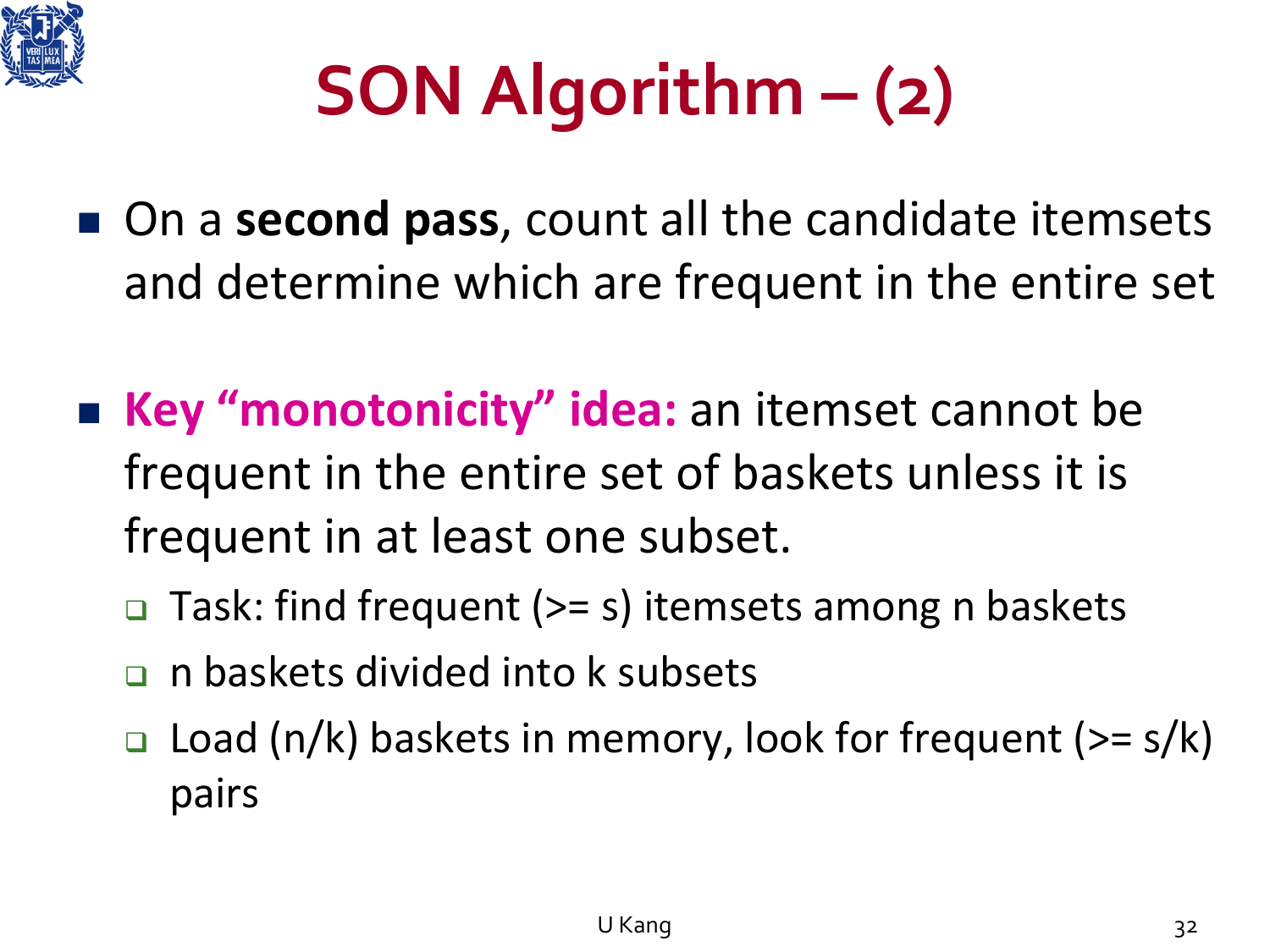# SON Algorithm – (2)

- On a **second pass**, count all the candidate itemsets and determine which are frequent in the entire set

- **Key "monotonicity" idea:** an itemset cannot be frequent in the entire set of baskets unless it is frequent in at least one subset.
  - Task: find frequent (>= s) itemsets among n baskets
  - n baskets divided into k subsets
  - Load (n/k) baskets in memory, look for frequent (>= s/k) pairs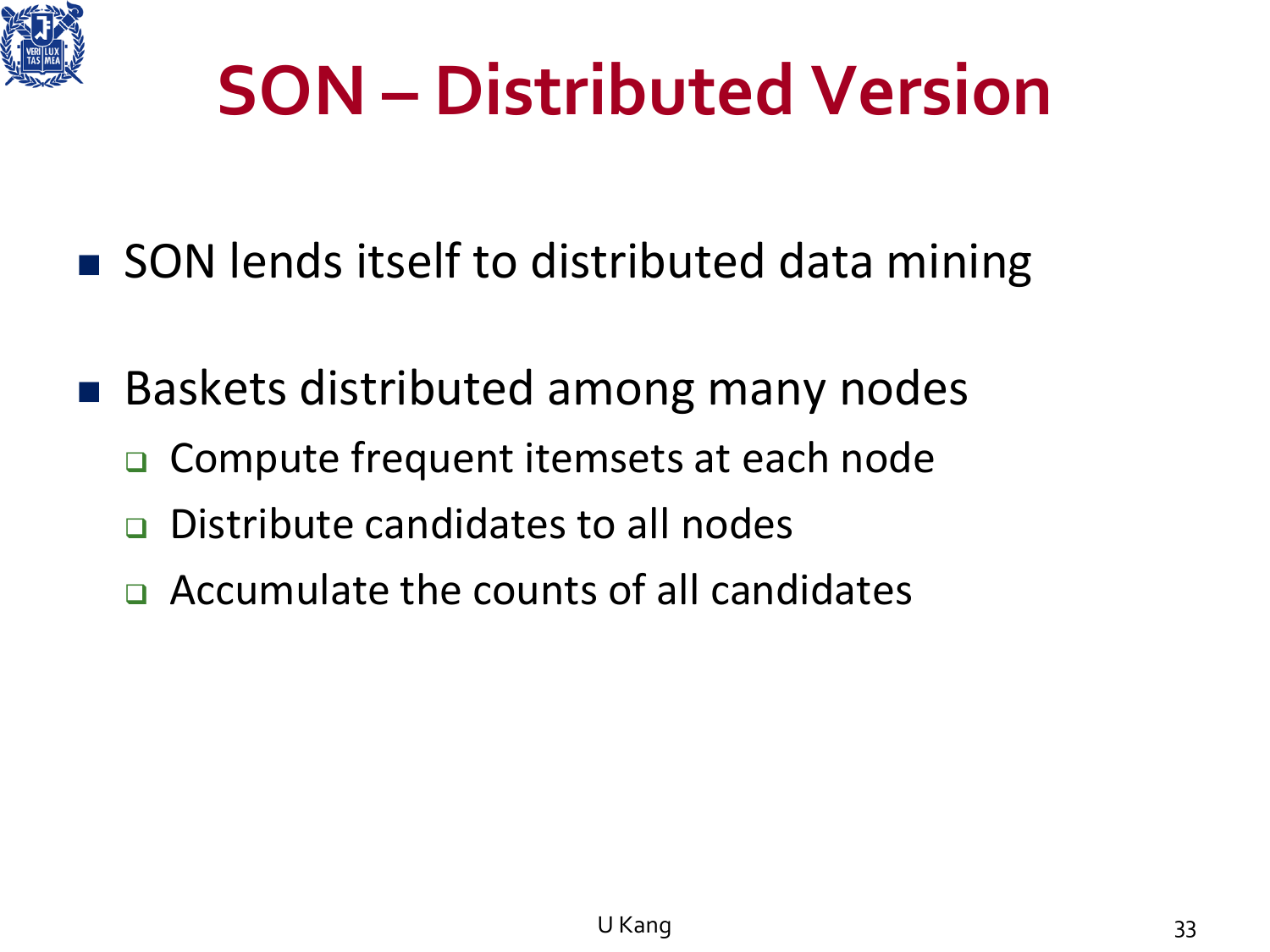# SON – Distributed Version

- SON lends itself to distributed data mining

- Baskets distributed among many nodes
  - Compute frequent itemsets at each node
  - Distribute candidates to all nodes
  - Accumulate the counts of all candidates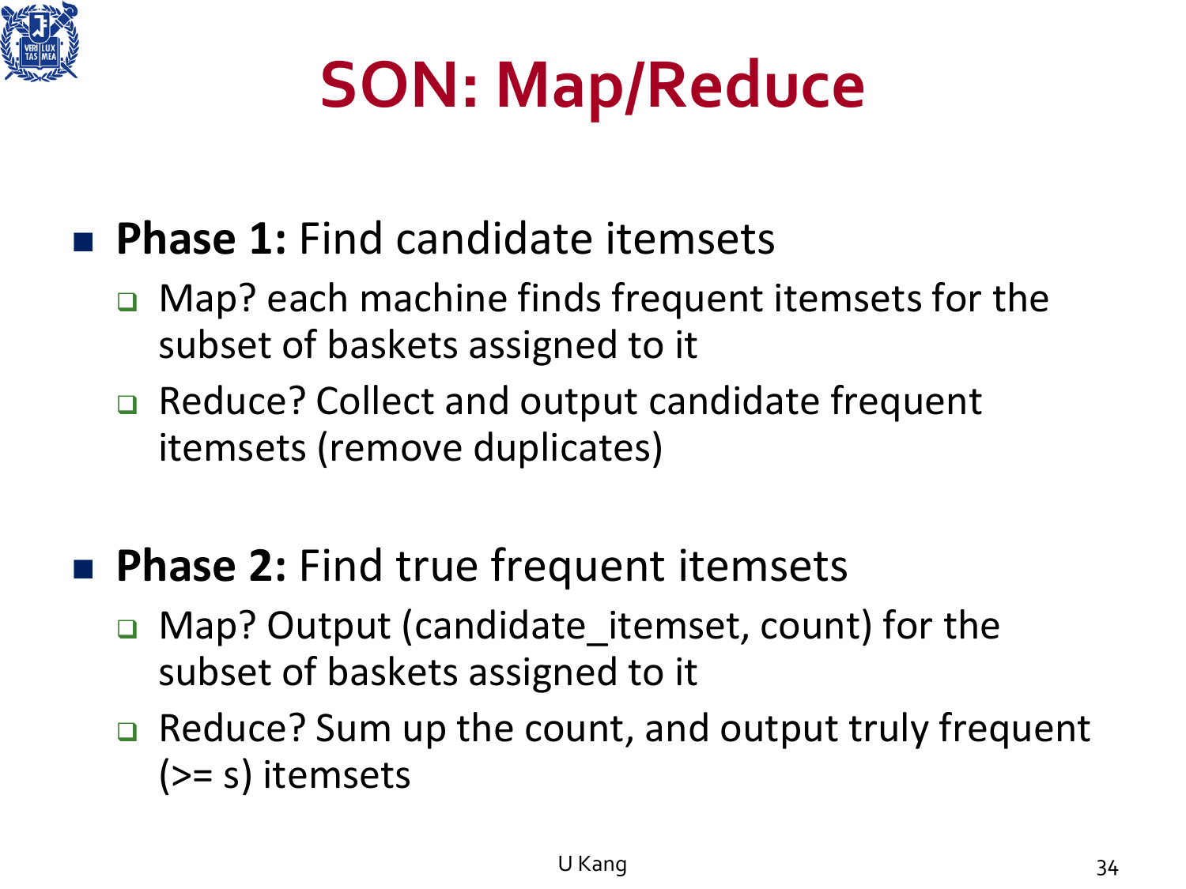# SON: Map/Reduce

- **Phase 1:** Find candidate itemsets
  - Map? each machine finds frequent itemsets for the subset of baskets assigned to it
  - Reduce? Collect and output candidate frequent itemsets (remove duplicates)

- **Phase 2:** Find true frequent itemsets
  - Map? Output (candidate_itemset, count) for the subset of baskets assigned to it
  - Reduce? Sum up the count, and output truly frequent (>= s) itemsets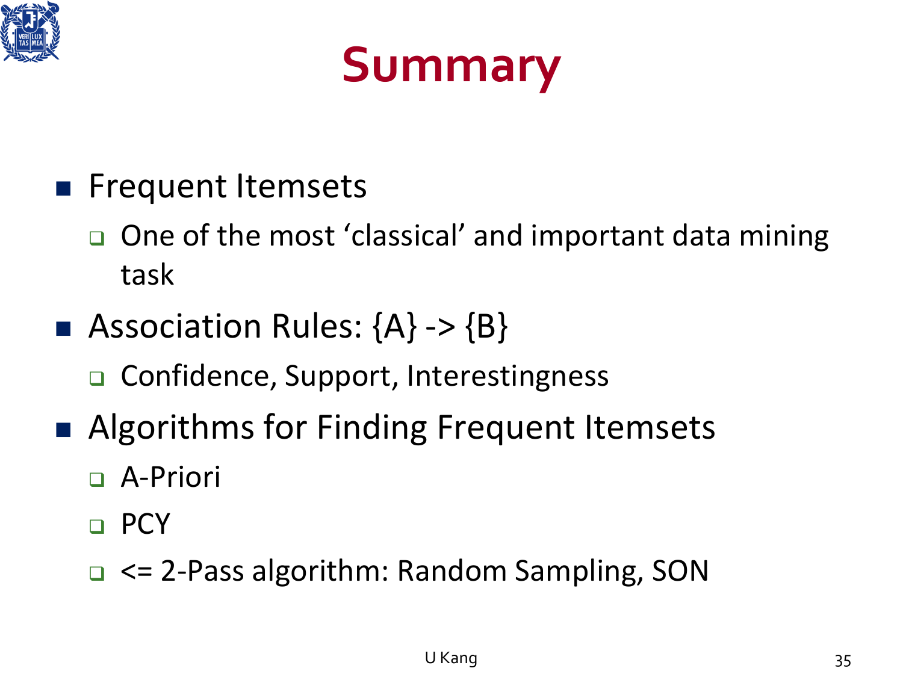# Summary

- Frequent Itemsets
  - One of the most ‘classical’ and important data mining task
- Association Rules: {A} -> {B}
  - Confidence, Support, Interestingness
- Algorithms for Finding Frequent Itemsets
  - A-Priori
  - PCY
  - <= 2-Pass algorithm: Random Sampling, SON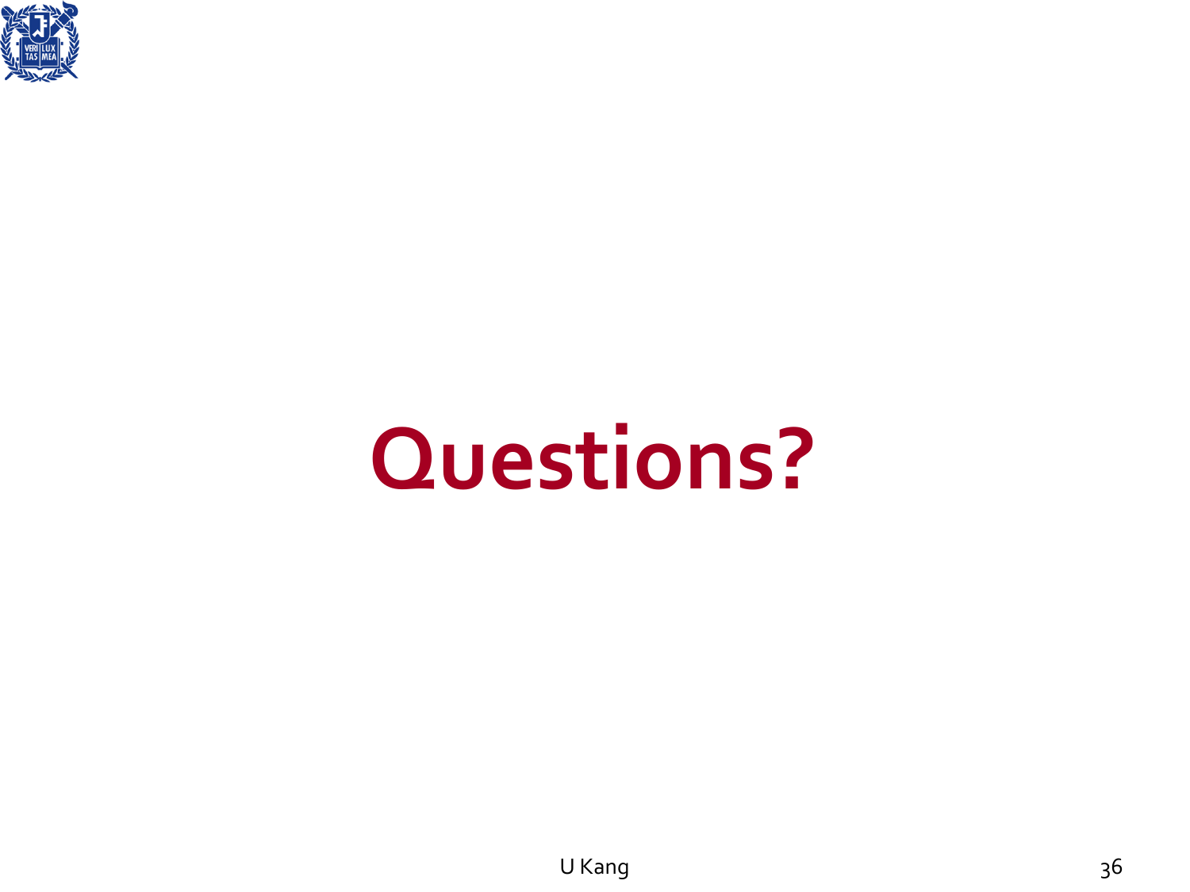# Questions?